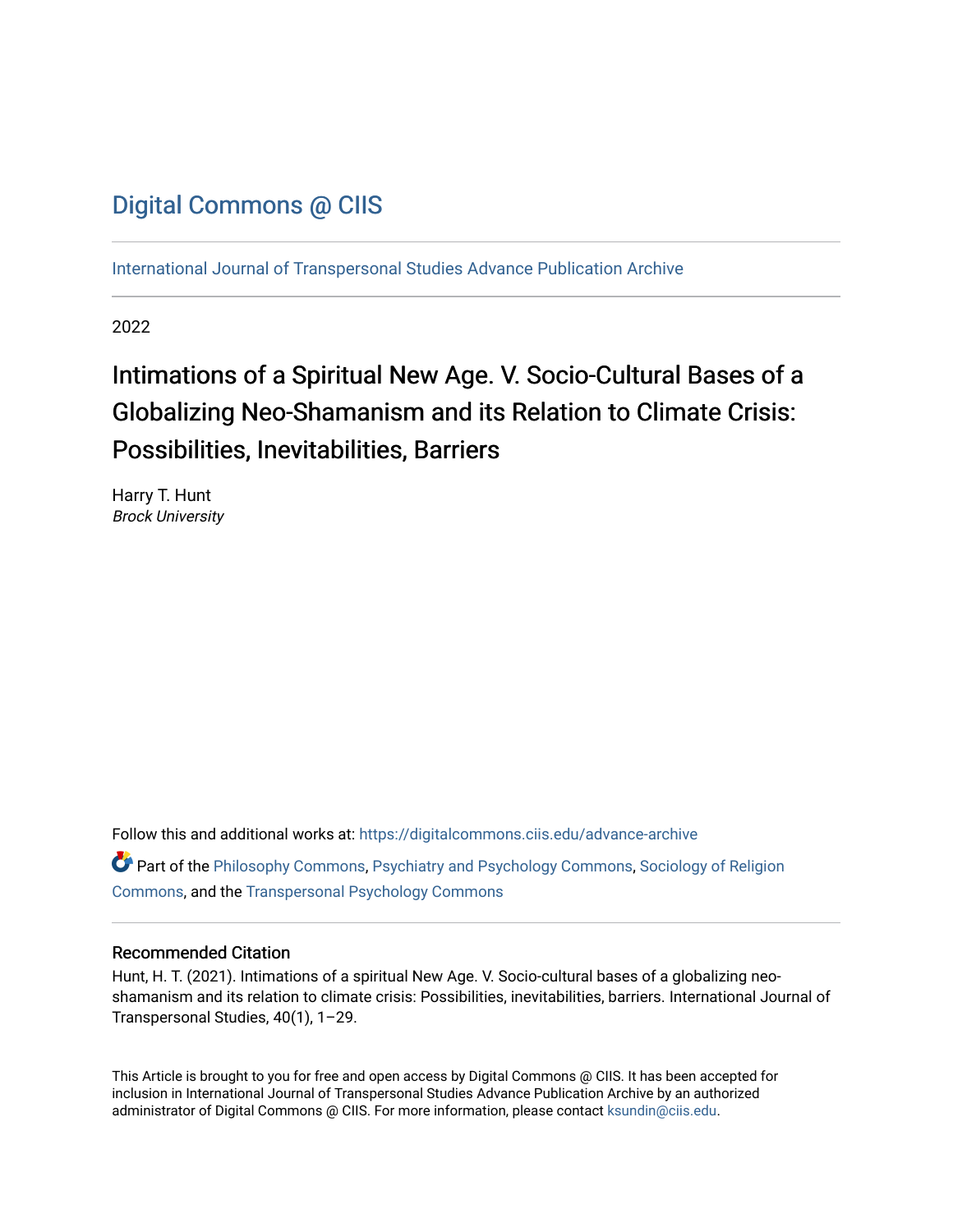# Digital Commons @ CIIS

International Journal of Transpersonal Studies Advance Publication Archive

2022

## Intimations of a Spiritual New Age. V. Socio-Cultural Bases of a Globalizing Neo-Shamanism and its Relation to Climate Crisis: Possibilities, Inevitabilities, Barriers

Harry T. Hunt
*Brock University*

Follow this and additional works at: https://digitalcommons.ciis.edu/advance-archive

Part of the Philosophy Commons, Psychiatry and Psychology Commons, Sociology of Religion Commons, and the Transpersonal Psychology Commons

### Recommended Citation

Hunt, H. T. (2021). Intimations of a spiritual New Age. V. Socio-cultural bases of a globalizing neo-shamanism and its relation to climate crisis: Possibilities, inevitabilities, barriers. International Journal of Transpersonal Studies, 40(1), 1–29.

This Article is brought to you for free and open access by Digital Commons @ CIIS. It has been accepted for inclusion in International Journal of Transpersonal Studies Advance Publication Archive by an authorized administrator of Digital Commons @ CIIS. For more information, please contact ksundin@ciis.edu.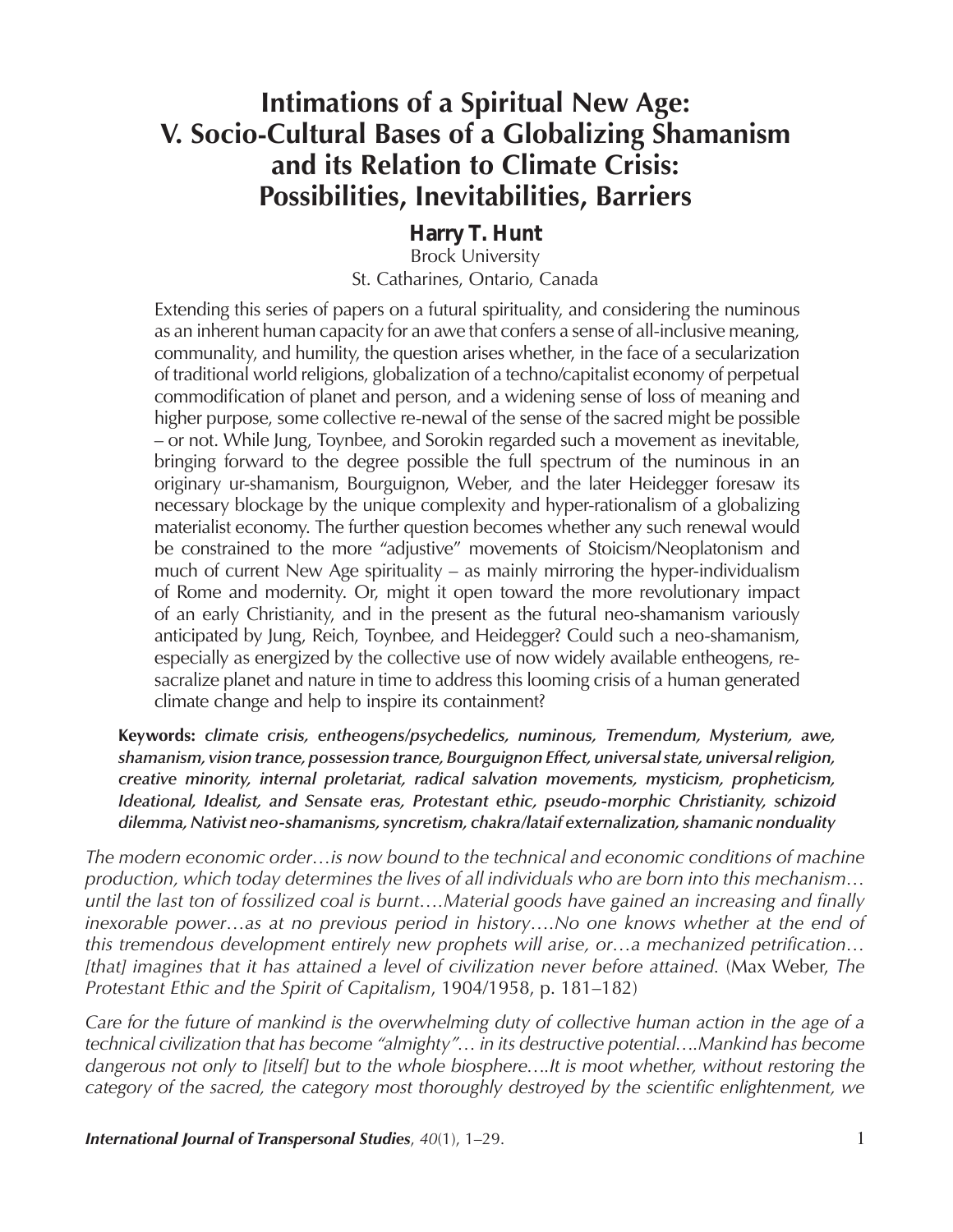# Intimations of a Spiritual New Age: V. Socio-Cultural Bases of a Globalizing Shamanism and its Relation to Climate Crisis: Possibilities, Inevitabilities, Barriers

**Harry T. Hunt**

Brock University
St. Catharines, Ontario, Canada

Extending this series of papers on a futural spirituality, and considering the numinous as an inherent human capacity for an awe that confers a sense of all-inclusive meaning, communality, and humility, the question arises whether, in the face of a secularization of traditional world religions, globalization of a techno/capitalist economy of perpetual commodification of planet and person, and a widening sense of loss of meaning and higher purpose, some collective re-newal of the sense of the sacred might be possible – or not. While Jung, Toynbee, and Sorokin regarded such a movement as inevitable, bringing forward to the degree possible the full spectrum of the numinous in an originary ur-shamanism, Bourguignon, Weber, and the later Heidegger foresaw its necessary blockage by the unique complexity and hyper-rationalism of a globalizing materialist economy. The further question becomes whether any such renewal would be constrained to the more "adjustive" movements of Stoicism/Neoplatonism and much of current New Age spirituality – as mainly mirroring the hyper-individualism of Rome and modernity. Or, might it open toward the more revolutionary impact of an early Christianity, and in the present as the futural neo-shamanism variously anticipated by Jung, Reich, Toynbee, and Heidegger? Could such a neo-shamanism, especially as energized by the collective use of now widely available entheogens, re-sacralize planet and nature in time to address this looming crisis of a human generated climate change and help to inspire its containment?

**Keywords:** ***climate crisis, entheogens/psychedelics, numinous, Tremendum, Mysterium, awe, shamanism, vision trance, possession trance, Bourguignon Effect, universal state, universal religion, creative minority, internal proletariat, radical salvation movements, mysticism, propheticism, Ideational, Idealist, and Sensate eras, Protestant ethic, pseudo-morphic Christianity, schizoid dilemma, Nativist neo-shamanisms, syncretism, chakra/lataif externalization, shamanic nonduality***

*The modern economic order…is now bound to the technical and economic conditions of machine production, which today determines the lives of all individuals who are born into this mechanism… until the last ton of fossilized coal is burnt….Material goods have gained an increasing and finally inexorable power…as at no previous period in history….No one knows whether at the end of this tremendous development entirely new prophets will arise, or…a mechanized petrification… [that] imagines that it has attained a level of civilization never before attained.* (Max Weber, *The Protestant Ethic and the Spirit of Capitalism*, 1904/1958, p. 181–182)

*Care for the future of mankind is the overwhelming duty of collective human action in the age of a technical civilization that has become "almighty"… in its destructive potential….Mankind has become dangerous not only to [itself] but to the whole biosphere….It is moot whether, without restoring the category of the sacred, the category most thoroughly destroyed by the scientific enlightenment, we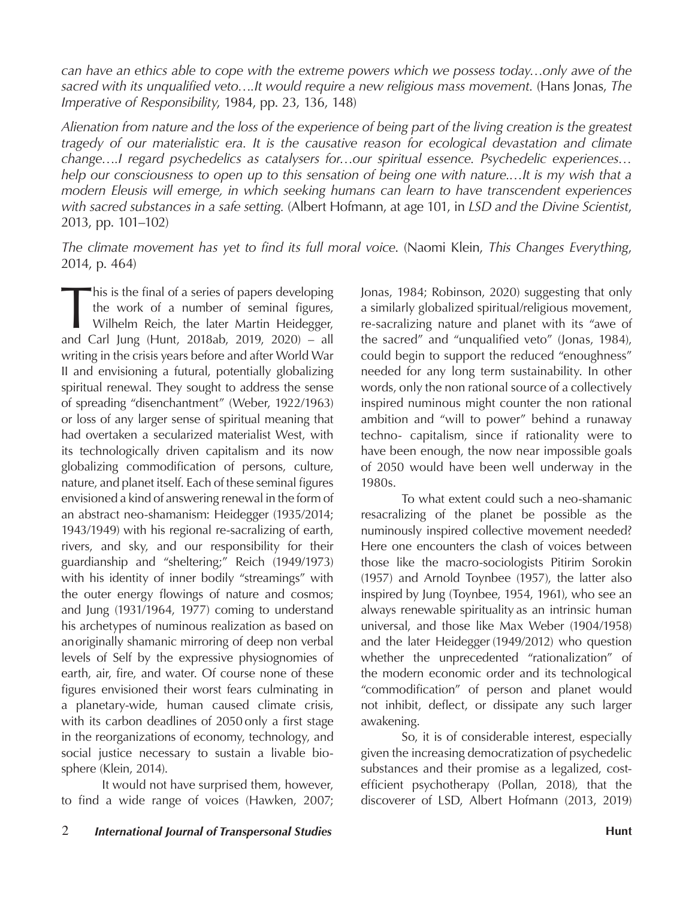*can have an ethics able to cope with the extreme powers which we possess today…only awe of the sacred with its unqualified veto….It would require a new religious mass movement.* (Hans Jonas, *The Imperative of Responsibility*, 1984, pp. 23, 136, 148)

*Alienation from nature and the loss of the experience of being part of the living creation is the greatest tragedy of our materialistic era. It is the causative reason for ecological devastation and climate change….I regard psychedelics as catalysers for…our spiritual essence. Psychedelic experiences… help our consciousness to open up to this sensation of being one with nature.…It is my wish that a modern Eleusis will emerge, in which seeking humans can learn to have transcendent experiences with sacred substances in a safe setting.* (Albert Hofmann, at age 101, in *LSD and the Divine Scientist*, 2013, pp. 101–102)

*The climate movement has yet to find its full moral voice.* (Naomi Klein, *This Changes Everything*, 2014, p. 464)

This is the final of a series of papers developing the work of a number of seminal figures, Wilhelm Reich, the later Martin Heidegger, and Carl Jung (Hunt, 2018ab, 2019, 2020) – all writing in the crisis years before and after World War II and envisioning a futural, potentially globalizing spiritual renewal. They sought to address the sense of spreading "disenchantment" (Weber, 1922/1963) or loss of any larger sense of spiritual meaning that had overtaken a secularized materialist West, with its technologically driven capitalism and its now globalizing commodification of persons, culture, nature, and planet itself. Each of these seminal figures envisioned a kind of answering renewal in the form of an abstract neo-shamanism: Heidegger (1935/2014; 1943/1949) with his regional re-sacralizing of earth, rivers, and sky, and our responsibility for their guardianship and "sheltering;" Reich (1949/1973) with his identity of inner bodily "streamings" with the outer energy flowings of nature and cosmos; and Jung (1931/1964, 1977) coming to understand his archetypes of numinous realization as based on an originally shamanic mirroring of deep non verbal levels of Self by the expressive physiognomies of earth, air, fire, and water. Of course none of these figures envisioned their worst fears culminating in a planetary-wide, human caused climate crisis, with its carbon deadlines of 2050 only a first stage in the reorganizations of economy, technology, and social justice necessary to sustain a livable bio-sphere (Klein, 2014).

It would not have surprised them, however, to find a wide range of voices (Hawken, 2007; Jonas, 1984; Robinson, 2020) suggesting that only a similarly globalized spiritual/religious movement, re-sacralizing nature and planet with its "awe of the sacred" and "unqualified veto" (Jonas, 1984), could begin to support the reduced "enoughness" needed for any long term sustainability. In other words, only the non rational source of a collectively inspired numinous might counter the non rational ambition and "will to power" behind a runaway techno- capitalism, since if rationality were to have been enough, the now near impossible goals of 2050 would have been well underway in the 1980s.

To what extent could such a neo-shamanic resacralizing of the planet be possible as the numinously inspired collective movement needed? Here one encounters the clash of voices between those like the macro-sociologists Pitirim Sorokin (1957) and Arnold Toynbee (1957), the latter also inspired by Jung (Toynbee, 1954, 1961), who see an always renewable spirituality as an intrinsic human universal, and those like Max Weber (1904/1958) and the later Heidegger (1949/2012) who question whether the unprecedented "rationalization" of the modern economic order and its technological "commodification" of person and planet would not inhibit, deflect, or dissipate any such larger awakening.

So, it is of considerable interest, especially given the increasing democratization of psychedelic substances and their promise as a legalized, cost-efficient psychotherapy (Pollan, 2018), that the discoverer of LSD, Albert Hofmann (2013, 2019)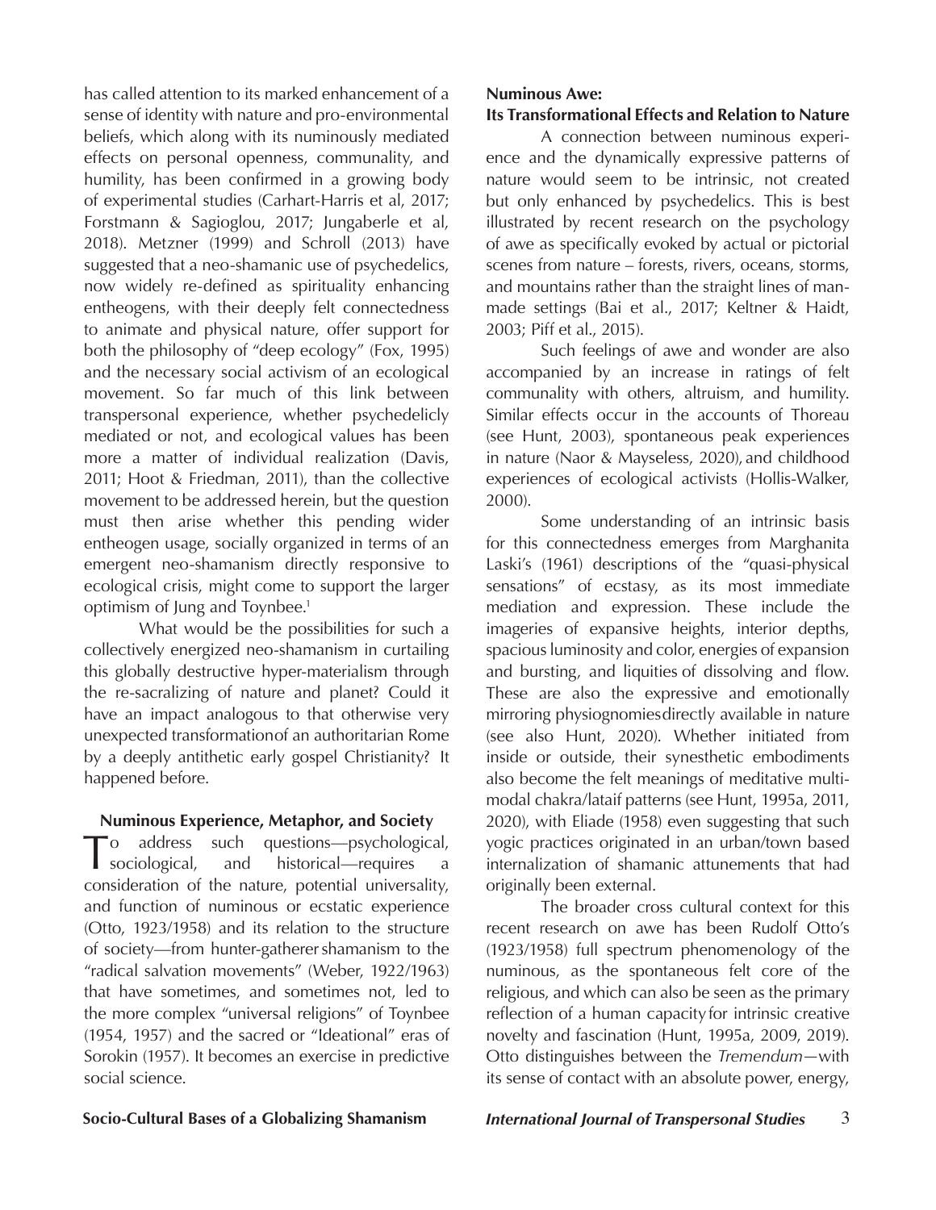has called attention to its marked enhancement of a sense of identity with nature and pro-environmental beliefs, which along with its numinously mediated effects on personal openness, communality, and humility, has been confirmed in a growing body of experimental studies (Carhart-Harris et al, 2017; Forstmann & Sagioglou, 2017; Jungaberle et al, 2018). Metzner (1999) and Schroll (2013) have suggested that a neo-shamanic use of psychedelics, now widely re-defined as spirituality enhancing entheogens, with their deeply felt connectedness to animate and physical nature, offer support for both the philosophy of "deep ecology" (Fox, 1995) and the necessary social activism of an ecological movement. So far much of this link between transpersonal experience, whether psychedelicly mediated or not, and ecological values has been more a matter of individual realization (Davis, 2011; Hoot & Friedman, 2011), than the collective movement to be addressed herein, but the question must then arise whether this pending wider entheogen usage, socially organized in terms of an emergent neo-shamanism directly responsive to ecological crisis, might come to support the larger optimism of Jung and Toynbee.[1]

What would be the possibilities for such a collectively energized neo-shamanism in curtailing this globally destructive hyper-materialism through the re-sacralizing of nature and planet? Could it have an impact analogous to that otherwise very unexpected transformation of an authoritarian Rome by a deeply antithetic early gospel Christianity? It happened before.

## Numinous Experience, Metaphor, and Society

To address such questions—psychological, sociological, and historical—requires a consideration of the nature, potential universality, and function of numinous or ecstatic experience (Otto, 1923/1958) and its relation to the structure of society—from hunter-gatherer shamanism to the "radical salvation movements" (Weber, 1922/1963) that have sometimes, and sometimes not, led to the more complex "universal religions" of Toynbee (1954, 1957) and the sacred or "Ideational" eras of Sorokin (1957). It becomes an exercise in predictive social science.

## Numinous Awe: Its Transformational Effects and Relation to Nature

A connection between numinous experience and the dynamically expressive patterns of nature would seem to be intrinsic, not created but only enhanced by psychedelics. This is best illustrated by recent research on the psychology of awe as specifically evoked by actual or pictorial scenes from nature – forests, rivers, oceans, storms, and mountains rather than the straight lines of man-made settings (Bai et al., 2017; Keltner & Haidt, 2003; Piff et al., 2015).

Such feelings of awe and wonder are also accompanied by an increase in ratings of felt communality with others, altruism, and humility. Similar effects occur in the accounts of Thoreau (see Hunt, 2003), spontaneous peak experiences in nature (Naor & Mayseless, 2020), and childhood experiences of ecological activists (Hollis-Walker, 2000).

Some understanding of an intrinsic basis for this connectedness emerges from Marghanita Laski's (1961) descriptions of the "quasi-physical sensations" of ecstasy, as its most immediate mediation and expression. These include the imageries of expansive heights, interior depths, spacious luminosity and color, energies of expansion and bursting, and liquities of dissolving and flow. These are also the expressive and emotionally mirroring physiognomies directly available in nature (see also Hunt, 2020). Whether initiated from inside or outside, their synesthetic embodiments also become the felt meanings of meditative multi-modal chakra/lataif patterns (see Hunt, 1995a, 2011, 2020), with Eliade (1958) even suggesting that such yogic practices originated in an urban/town based internalization of shamanic attunements that had originally been external.

The broader cross cultural context for this recent research on awe has been Rudolf Otto's (1923/1958) full spectrum phenomenology of the numinous, as the spontaneous felt core of the religious, and which can also be seen as the primary reflection of a human capacity for intrinsic creative novelty and fascination (Hunt, 1995a, 2009, 2019). Otto distinguishes between the *Tremendum*—with its sense of contact with an absolute power, energy,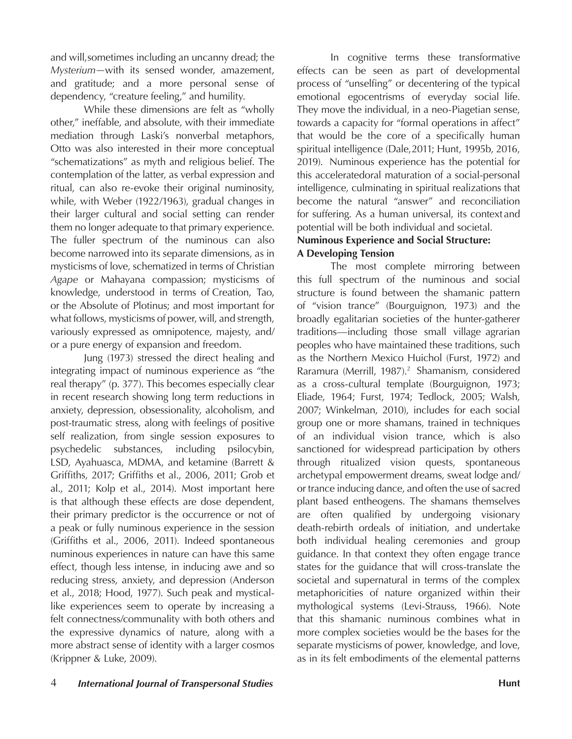and will,sometimes including an uncanny dread; the *Mysterium*—with its sensed wonder, amazement, and gratitude; and a more personal sense of dependency, "creature feeling," and humility.

While these dimensions are felt as "wholly other," ineffable, and absolute, with their immediate mediation through Laski's nonverbal metaphors, Otto was also interested in their more conceptual "schematizations" as myth and religious belief. The contemplation of the latter, as verbal expression and ritual, can also re-evoke their original numinosity, while, with Weber (1922/1963), gradual changes in their larger cultural and social setting can render them no longer adequate to that primary experience. The fuller spectrum of the numinous can also become narrowed into its separate dimensions, as in mysticisms of love, schematized in terms of Christian *Agape* or Mahayana compassion; mysticisms of knowledge, understood in terms of Creation, Tao, or the Absolute of Plotinus; and most important for what follows, mysticisms of power, will, and strength, variously expressed as omnipotence, majesty, and/or a pure energy of expansion and freedom.

Jung (1973) stressed the direct healing and integrating impact of numinous experience as "the real therapy" (p. 377). This becomes especially clear in recent research showing long term reductions in anxiety, depression, obsessionality, alcoholism, and post-traumatic stress, along with feelings of positive self realization, from single session exposures to psychedelic substances, including psilocybin, LSD, Ayahuasca, MDMA, and ketamine (Barrett & Griffiths, 2017; Griffiths et al., 2006, 2011; Grob et al., 2011; Kolp et al., 2014). Most important here is that although these effects are dose dependent, their primary predictor is the occurrence or not of a peak or fully numinous experience in the session (Griffiths et al., 2006, 2011). Indeed spontaneous numinous experiences in nature can have this same effect, though less intense, in inducing awe and so reducing stress, anxiety, and depression (Anderson et al., 2018; Hood, 1977). Such peak and mystical-like experiences seem to operate by increasing a felt connectness/communality with both others and the expressive dynamics of nature, along with a more abstract sense of identity with a larger cosmos (Krippner & Luke, 2009).

In cognitive terms these transformative effects can be seen as part of developmental process of "unselfing" or decentering of the typical emotional egocentrisms of everyday social life. They move the individual, in a neo-Piagetian sense, towards a capacity for "formal operations in affect" that would be the core of a specifically human spiritual intelligence (Dale,2011; Hunt, 1995b, 2016, 2019). Numinous experience has the potential for this acceleratedoral maturation of a social-personal intelligence, culminating in spiritual realizations that become the natural "answer" and reconciliation for suffering. As a human universal, its context and potential will be both individual and societal.

## Numinous Experience and Social Structure: A Developing Tension

The most complete mirroring between this full spectrum of the numinous and social structure is found between the shamanic pattern of "vision trance" (Bourguignon, 1973) and the broadly egalitarian societies of the hunter-gatherer traditions—including those small village agrarian peoples who have maintained these traditions, such as the Northern Mexico Huichol (Furst, 1972) and Raramura (Merrill, 1987).[2] Shamanism, considered as a cross-cultural template (Bourguignon, 1973; Eliade, 1964; Furst, 1974; Tedlock, 2005; Walsh, 2007; Winkelman, 2010), includes for each social group one or more shamans, trained in techniques of an individual vision trance, which is also sanctioned for widespread participation by others through ritualized vision quests, spontaneous archetypal empowerment dreams, sweat lodge and/or trance inducing dance, and often the use of sacred plant based entheogens. The shamans themselves are often qualified by undergoing visionary death-rebirth ordeals of initiation, and undertake both individual healing ceremonies and group guidance. In that context they often engage trance states for the guidance that will cross-translate the societal and supernatural in terms of the complex metaphoricities of nature organized within their mythological systems (Levi-Strauss, 1966). Note that this shamanic numinous combines what in more complex societies would be the bases for the separate mysticisms of power, knowledge, and love, as in its felt embodiments of the elemental patterns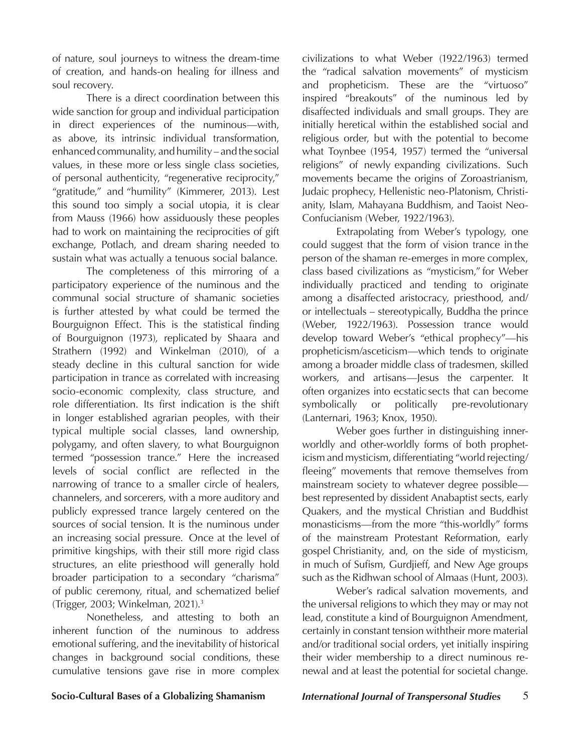of nature, soul journeys to witness the dream-time of creation, and hands-on healing for illness and soul recovery.

There is a direct coordination between this wide sanction for group and individual participation in direct experiences of the numinous—with, as above, its intrinsic individual transformation, enhanced communality, and humility – and the social values, in these more or less single class societies, of personal authenticity, "regenerative reciprocity," "gratitude," and "humility" (Kimmerer, 2013). Lest this sound too simply a social utopia, it is clear from Mauss (1966) how assiduously these peoples had to work on maintaining the reciprocities of gift exchange, Potlach, and dream sharing needed to sustain what was actually a tenuous social balance.

The completeness of this mirroring of a participatory experience of the numinous and the communal social structure of shamanic societies is further attested by what could be termed the Bourguignon Effect. This is the statistical finding of Bourguignon (1973), replicated by Shaara and Strathern (1992) and Winkelman (2010), of a steady decline in this cultural sanction for wide participation in trance as correlated with increasing socio-economic complexity, class structure, and role differentiation. Its first indication is the shift in longer established agrarian peoples, with their typical multiple social classes, land ownership, polygamy, and often slavery, to what Bourguignon termed "possession trance." Here the increased levels of social conflict are reflected in the narrowing of trance to a smaller circle of healers, channelers, and sorcerers, with a more auditory and publicly expressed trance largely centered on the sources of social tension. It is the numinous under an increasing social pressure. Once at the level of primitive kingships, with their still more rigid class structures, an elite priesthood will generally hold broader participation to a secondary "charisma" of public ceremony, ritual, and schematized belief (Trigger, 2003; Winkelman, 2021).[3]

Nonetheless, and attesting to both an inherent function of the numinous to address emotional suffering, and the inevitability of historical changes in background social conditions, these cumulative tensions gave rise in more complex civilizations to what Weber (1922/1963) termed the "radical salvation movements" of mysticism and propheticism. These are the "virtuoso" inspired "breakouts" of the numinous led by disaffected individuals and small groups. They are initially heretical within the established social and religious order, but with the potential to become what Toynbee (1954, 1957) termed the "universal religions" of newly expanding civilizations. Such movements became the origins of Zoroastrianism, Judaic prophecy, Hellenistic neo-Platonism, Christianity, Islam, Mahayana Buddhism, and Taoist Neo-Confucianism (Weber, 1922/1963).

Extrapolating from Weber's typology, one could suggest that the form of vision trance in the person of the shaman re-emerges in more complex, class based civilizations as "mysticism," for Weber individually practiced and tending to originate among a disaffected aristocracy, priesthood, and/or intellectuals – stereotypically, Buddha the prince (Weber, 1922/1963). Possession trance would develop toward Weber's "ethical prophecy"—his propheticism/asceticism—which tends to originate among a broader middle class of tradesmen, skilled workers, and artisans—Jesus the carpenter. It often organizes into ecstatic sects that can become symbolically or politically pre-revolutionary (Lanternari, 1963; Knox, 1950).

Weber goes further in distinguishing inner-worldly and other-worldly forms of both propheticism and mysticism, differentiating "world rejecting/fleeing" movements that remove themselves from mainstream society to whatever degree possible—best represented by dissident Anabaptist sects, early Quakers, and the mystical Christian and Buddhist monasticisms—from the more "this-worldly" forms of the mainstream Protestant Reformation, early gospel Christianity, and, on the side of mysticism, in much of Sufism, Gurdjieff, and New Age groups such as the Ridhwan school of Almaas (Hunt, 2003).

Weber's radical salvation movements, and the universal religions to which they may or may not lead, constitute a kind of Bourguignon Amendment, certainly in constant tension with their more material and/or traditional social orders, yet initially inspiring their wider membership to a direct numinous renewal and at least the potential for societal change.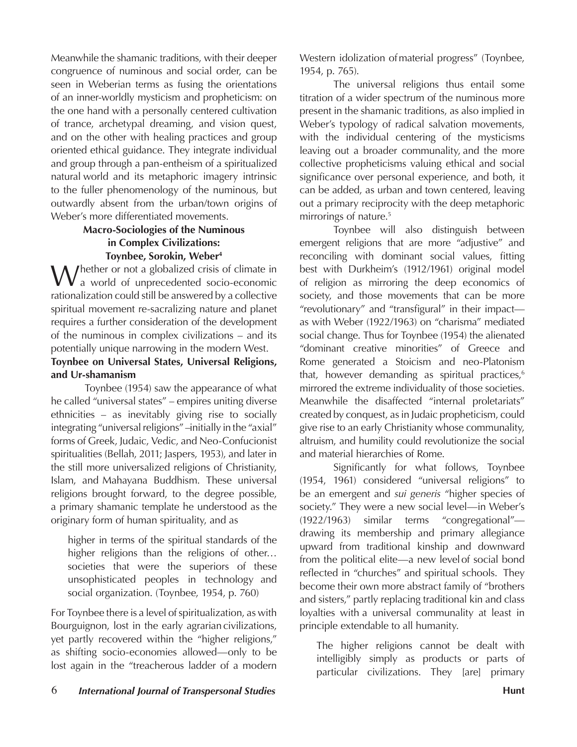Meanwhile the shamanic traditions, with their deeper congruence of numinous and social order, can be seen in Weberian terms as fusing the orientations of an inner-worldly mysticism and propheticism: on the one hand with a personally centered cultivation of trance, archetypal dreaming, and vision quest, and on the other with healing practices and group oriented ethical guidance. They integrate individual and group through a pan-entheism of a spiritualized natural world and its metaphoric imagery intrinsic to the fuller phenomenology of the numinous, but outwardly absent from the urban/town origins of Weber's more differentiated movements.

## Macro-Sociologies of the Numinous in Complex Civilizations: Toynbee, Sorokin, Weber[4]

Whether or not a globalized crisis of climate in a world of unprecedented socio-economic rationalization could still be answered by a collective spiritual movement re-sacralizing nature and planet requires a further consideration of the development of the numinous in complex civilizations – and its potentially unique narrowing in the modern West.

### Toynbee on Universal States, Universal Religions, and Ur-shamanism

Toynbee (1954) saw the appearance of what he called "universal states" – empires uniting diverse ethnicities – as inevitably giving rise to socially integrating "universal religions" –initially in the "axial" forms of Greek, Judaic, Vedic, and Neo-Confucionist spiritualities (Bellah, 2011; Jaspers, 1953), and later in the still more universalized religions of Christianity, Islam, and Mahayana Buddhism. These universal religions brought forward, to the degree possible, a primary shamanic template he understood as the originary form of human spirituality, and as

> higher in terms of the spiritual standards of the higher religions than the religions of other… societies that were the superiors of these unsophisticated peoples in technology and social organization. (Toynbee, 1954, p. 760)

For Toynbee there is a level of spiritualization, as with Bourguignon, lost in the early agrarian civilizations, yet partly recovered within the "higher religions," as shifting socio-economies allowed—only to be lost again in the "treacherous ladder of a modern Western idolization of material progress" (Toynbee, 1954, p. 765).

The universal religions thus entail some titration of a wider spectrum of the numinous more present in the shamanic traditions, as also implied in Weber's typology of radical salvation movements, with the individual centering of the mysticisms leaving out a broader communality, and the more collective propheticisms valuing ethical and social significance over personal experience, and both, it can be added, as urban and town centered, leaving out a primary reciprocity with the deep metaphoric mirrorings of nature.[5]

Toynbee will also distinguish between emergent religions that are more "adjustive" and reconciling with dominant social values, fitting best with Durkheim's (1912/1961) original model of religion as mirroring the deep economics of society, and those movements that can be more "revolutionary" and "transfigural" in their impact—as with Weber (1922/1963) on "charisma" mediated social change. Thus for Toynbee (1954) the alienated "dominant creative minorities" of Greece and Rome generated a Stoicism and neo-Platonism that, however demanding as spiritual practices,[6] mirrored the extreme individuality of those societies. Meanwhile the disaffected "internal proletariats" created by conquest, as in Judaic propheticism, could give rise to an early Christianity whose communality, altruism, and humility could revolutionize the social and material hierarchies of Rome.

Significantly for what follows, Toynbee (1954, 1961) considered "universal religions" to be an emergent and *sui generis* "higher species of society." They were a new social level—in Weber's (1922/1963) similar terms "congregational"—drawing its membership and primary allegiance upward from traditional kinship and downward from the political elite—a new level of social bond reflected in "churches" and spiritual schools. They become their own more abstract family of "brothers and sisters," partly replacing traditional kin and class loyalties with a universal communality at least in principle extendable to all humanity.

> The higher religions cannot be dealt with intelligibly simply as products or parts of particular civilizations. They [are] primary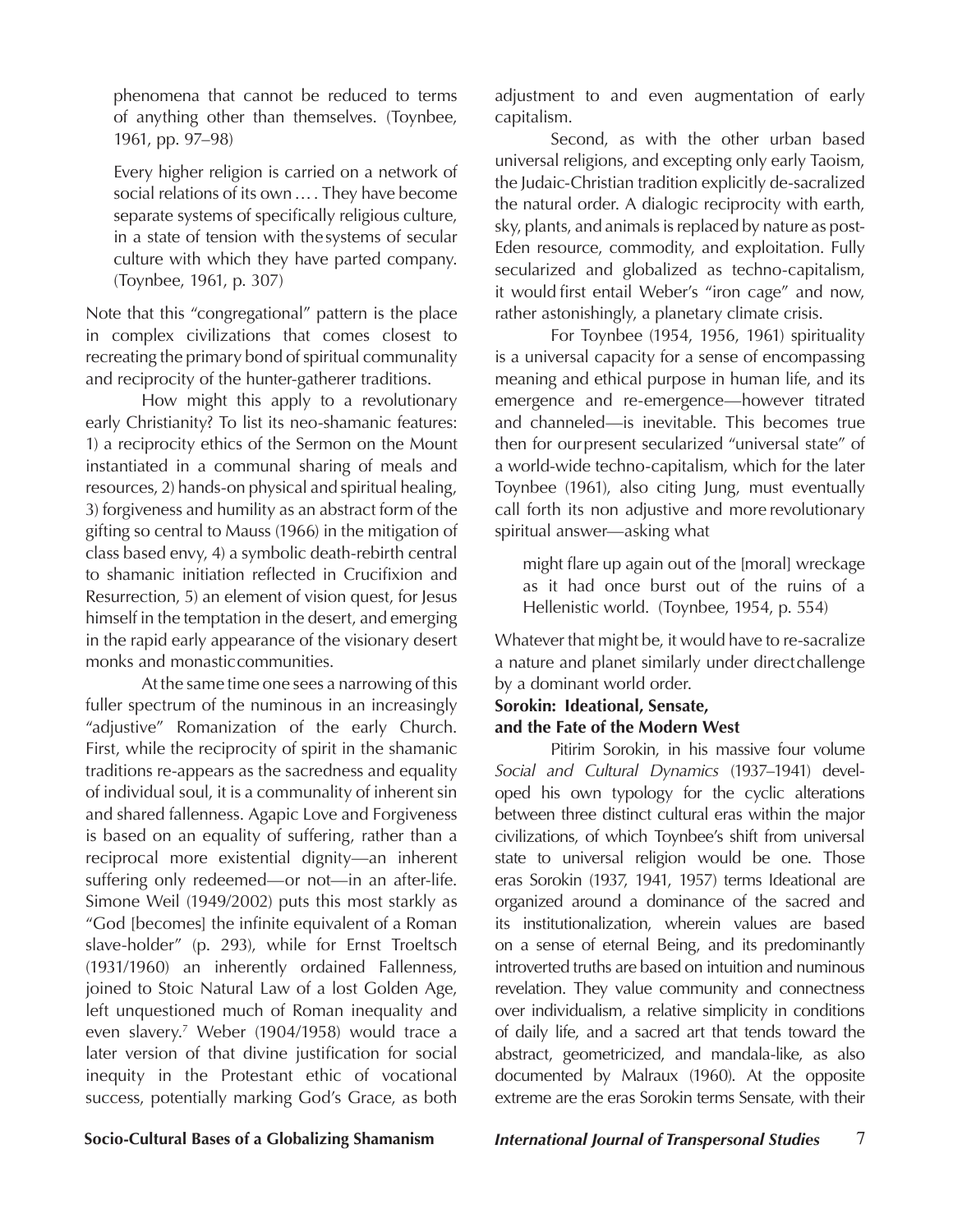phenomena that cannot be reduced to terms of anything other than themselves. (Toynbee, 1961, pp. 97–98)

> Every higher religion is carried on a network of social relations of its own . . . . They have become separate systems of specifically religious culture, in a state of tension with the systems of secular culture with which they have parted company. (Toynbee, 1961, p. 307)

Note that this "congregational" pattern is the place in complex civilizations that comes closest to recreating the primary bond of spiritual communality and reciprocity of the hunter-gatherer traditions.

How might this apply to a revolutionary early Christianity? To list its neo-shamanic features: 1) a reciprocity ethics of the Sermon on the Mount instantiated in a communal sharing of meals and resources, 2) hands-on physical and spiritual healing, 3) forgiveness and humility as an abstract form of the gifting so central to Mauss (1966) in the mitigation of class based envy, 4) a symbolic death-rebirth central to shamanic initiation reflected in Crucifixion and Resurrection, 5) an element of vision quest, for Jesus himself in the temptation in the desert, and emerging in the rapid early appearance of the visionary desert monks and monastic communities.

At the same time one sees a narrowing of this fuller spectrum of the numinous in an increasingly "adjustive" Romanization of the early Church. First, while the reciprocity of spirit in the shamanic traditions re-appears as the sacredness and equality of individual soul, it is a communality of inherent sin and shared fallenness. Agapic Love and Forgiveness is based on an equality of suffering, rather than a reciprocal more existential dignity—an inherent suffering only redeemed—or not—in an after-life. Simone Weil (1949/2002) puts this most starkly as "God [becomes] the infinite equivalent of a Roman slave-holder" (p. 293), while for Ernst Troeltsch (1931/1960) an inherently ordained Fallenness, joined to Stoic Natural Law of a lost Golden Age, left unquestioned much of Roman inequality and even slavery.[7] Weber (1904/1958) would trace a later version of that divine justification for social inequity in the Protestant ethic of vocational success, potentially marking God's Grace, as both adjustment to and even augmentation of early capitalism.

Second, as with the other urban based universal religions, and excepting only early Taoism, the Judaic-Christian tradition explicitly de-sacralized the natural order. A dialogic reciprocity with earth, sky, plants, and animals is replaced by nature as post-Eden resource, commodity, and exploitation. Fully secularized and globalized as techno-capitalism, it would first entail Weber's "iron cage" and now, rather astonishingly, a planetary climate crisis.

For Toynbee (1954, 1956, 1961) spirituality is a universal capacity for a sense of encompassing meaning and ethical purpose in human life, and its emergence and re-emergence—however titrated and channeled—is inevitable. This becomes true then for our present secularized "universal state" of a world-wide techno-capitalism, which for the later Toynbee (1961), also citing Jung, must eventually call forth its non adjustive and more revolutionary spiritual answer—asking what

> might flare up again out of the [moral] wreckage as it had once burst out of the ruins of a Hellenistic world. (Toynbee, 1954, p. 554)

Whatever that might be, it would have to re-sacralize a nature and planet similarly under direct challenge by a dominant world order.

### Sorokin: Ideational, Sensate, and the Fate of the Modern West

Pitirim Sorokin, in his massive four volume *Social and Cultural Dynamics* (1937–1941) developed his own typology for the cyclic alterations between three distinct cultural eras within the major civilizations, of which Toynbee's shift from universal state to universal religion would be one. Those eras Sorokin (1937, 1941, 1957) terms Ideational are organized around a dominance of the sacred and its institutionalization, wherein values are based on a sense of eternal Being, and its predominantly introverted truths are based on intuition and numinous revelation. They value community and connectness over individualism, a relative simplicity in conditions of daily life, and a sacred art that tends toward the abstract, geometricized, and mandala-like, as also documented by Malraux (1960). At the opposite extreme are the eras Sorokin terms Sensate, with their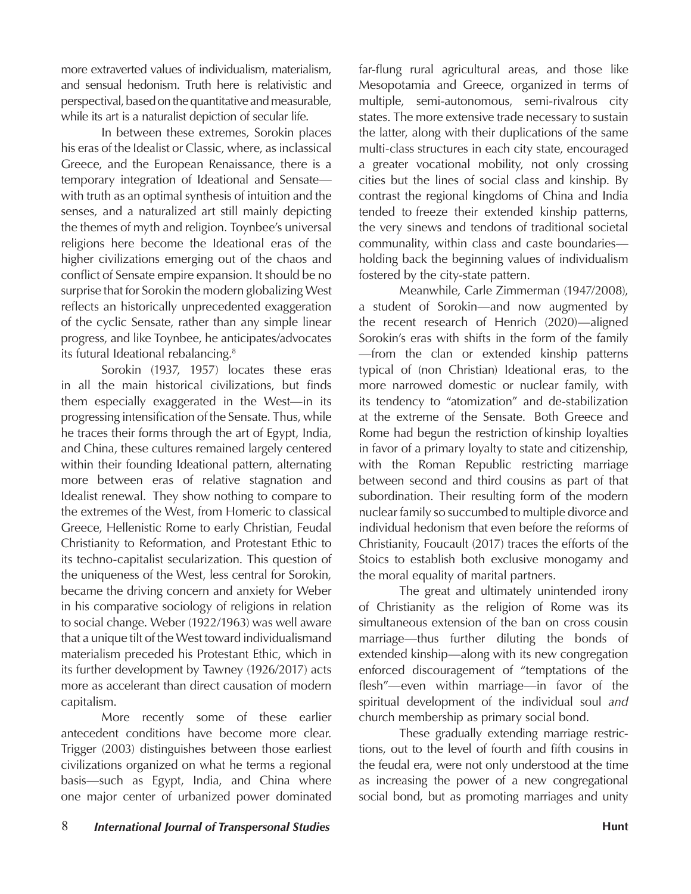more extraverted values of individualism, materialism, and sensual hedonism. Truth here is relativistic and perspectival, based on the quantitative and measurable, while its art is a naturalist depiction of secular life.

In between these extremes, Sorokin places his eras of the Idealist or Classic, where, as inclassical Greece, and the European Renaissance, there is a temporary integration of Ideational and Sensate—with truth as an optimal synthesis of intuition and the senses, and a naturalized art still mainly depicting the themes of myth and religion. Toynbee's universal religions here become the Ideational eras of the higher civilizations emerging out of the chaos and conflict of Sensate empire expansion. It should be no surprise that for Sorokin the modern globalizing West reflects an historically unprecedented exaggeration of the cyclic Sensate, rather than any simple linear progress, and like Toynbee, he anticipates/advocates its futural Ideational rebalancing.[8]

Sorokin (1937, 1957) locates these eras in all the main historical civilizations, but finds them especially exaggerated in the West—in its progressing intensification of the Sensate. Thus, while he traces their forms through the art of Egypt, India, and China, these cultures remained largely centered within their founding Ideational pattern, alternating more between eras of relative stagnation and Idealist renewal. They show nothing to compare to the extremes of the West, from Homeric to classical Greece, Hellenistic Rome to early Christian, Feudal Christianity to Reformation, and Protestant Ethic to its techno-capitalist secularization. This question of the uniqueness of the West, less central for Sorokin, became the driving concern and anxiety for Weber in his comparative sociology of religions in relation to social change. Weber (1922/1963) was well aware that a unique tilt of the West toward individualismand materialism preceded his Protestant Ethic, which in its further development by Tawney (1926/2017) acts more as accelerant than direct causation of modern capitalism.

More recently some of these earlier antecedent conditions have become more clear. Trigger (2003) distinguishes between those earliest civilizations organized on what he terms a regional basis—such as Egypt, India, and China where one major center of urbanized power dominated far-flung rural agricultural areas, and those like Mesopotamia and Greece, organized in terms of multiple, semi-autonomous, semi-rivalrous city states. The more extensive trade necessary to sustain the latter, along with their duplications of the same multi-class structures in each city state, encouraged a greater vocational mobility, not only crossing cities but the lines of social class and kinship. By contrast the regional kingdoms of China and India tended to freeze their extended kinship patterns, the very sinews and tendons of traditional societal communality, within class and caste boundaries—holding back the beginning values of individualism fostered by the city-state pattern.

Meanwhile, Carle Zimmerman (1947/2008), a student of Sorokin—and now augmented by the recent research of Henrich (2020)—aligned Sorokin's eras with shifts in the form of the family—from the clan or extended kinship patterns typical of (non Christian) Ideational eras, to the more narrowed domestic or nuclear family, with its tendency to "atomization" and de-stabilization at the extreme of the Sensate. Both Greece and Rome had begun the restriction of kinship loyalties in favor of a primary loyalty to state and citizenship, with the Roman Republic restricting marriage between second and third cousins as part of that subordination. Their resulting form of the modern nuclear family so succumbed to multiple divorce and individual hedonism that even before the reforms of Christianity, Foucault (2017) traces the efforts of the Stoics to establish both exclusive monogamy and the moral equality of marital partners.

The great and ultimately unintended irony of Christianity as the religion of Rome was its simultaneous extension of the ban on cross cousin marriage—thus further diluting the bonds of extended kinship—along with its new congregation enforced discouragement of "temptations of the flesh"—even within marriage—in favor of the spiritual development of the individual soul *and* church membership as primary social bond.

These gradually extending marriage restrictions, out to the level of fourth and fifth cousins in the feudal era, were not only understood at the time as increasing the power of a new congregational social bond, but as promoting marriages and unity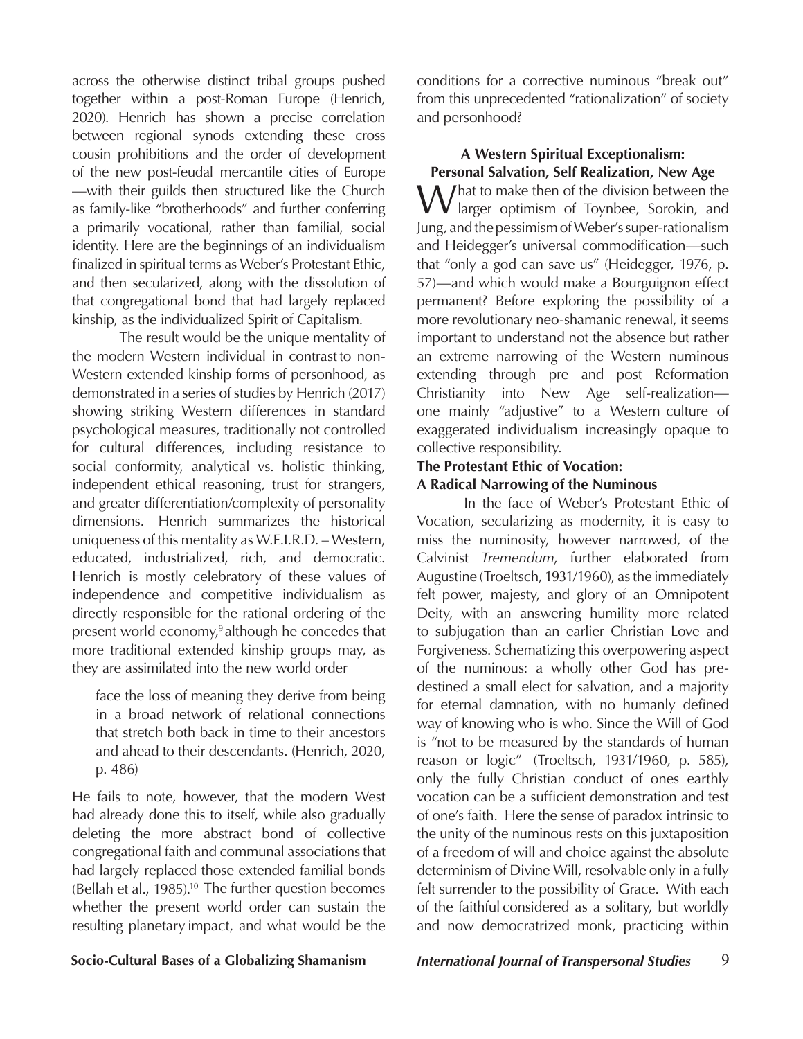across the otherwise distinct tribal groups pushed together within a post-Roman Europe (Henrich, 2020). Henrich has shown a precise correlation between regional synods extending these cross cousin prohibitions and the order of development of the new post-feudal mercantile cities of Europe —with their guilds then structured like the Church as family-like "brotherhoods" and further conferring a primarily vocational, rather than familial, social identity. Here are the beginnings of an individualism finalized in spiritual terms as Weber's Protestant Ethic, and then secularized, along with the dissolution of that congregational bond that had largely replaced kinship, as the individualized Spirit of Capitalism.

The result would be the unique mentality of the modern Western individual in contrast to non-Western extended kinship forms of personhood, as demonstrated in a series of studies by Henrich (2017) showing striking Western differences in standard psychological measures, traditionally not controlled for cultural differences, including resistance to social conformity, analytical vs. holistic thinking, independent ethical reasoning, trust for strangers, and greater differentiation/complexity of personality dimensions. Henrich summarizes the historical uniqueness of this mentality as W.E.I.R.D. – Western, educated, industrialized, rich, and democratic. Henrich is mostly celebratory of these values of independence and competitive individualism as directly responsible for the rational ordering of the present world economy,[9] although he concedes that more traditional extended kinship groups may, as they are assimilated into the new world order

> face the loss of meaning they derive from being in a broad network of relational connections that stretch both back in time to their ancestors and ahead to their descendants. (Henrich, 2020, p. 486)

He fails to note, however, that the modern West had already done this to itself, while also gradually deleting the more abstract bond of collective congregational faith and communal associations that had largely replaced those extended familial bonds (Bellah et al., 1985).[10] The further question becomes whether the present world order can sustain the resulting planetary impact, and what would be the conditions for a corrective numinous "break out" from this unprecedented "rationalization" of society and personhood?

## A Western Spiritual Exceptionalism: Personal Salvation, Self Realization, New Age

What to make then of the division between the larger optimism of Toynbee, Sorokin, and Jung, and the pessimism of Weber's super-rationalism and Heidegger's universal commodification—such that "only a god can save us" (Heidegger, 1976, p. 57)—and which would make a Bourguignon effect permanent? Before exploring the possibility of a more revolutionary neo-shamanic renewal, it seems important to understand not the absence but rather an extreme narrowing of the Western numinous extending through pre and post Reformation Christianity into New Age self-realization—one mainly "adjustive" to a Western culture of exaggerated individualism increasingly opaque to collective responsibility.

### The Protestant Ethic of Vocation: A Radical Narrowing of the Numinous

In the face of Weber's Protestant Ethic of Vocation, secularizing as modernity, it is easy to miss the numinosity, however narrowed, of the Calvinist *Tremendum*, further elaborated from Augustine (Troeltsch, 1931/1960), as the immediately felt power, majesty, and glory of an Omnipotent Deity, with an answering humility more related to subjugation than an earlier Christian Love and Forgiveness. Schematizing this overpowering aspect of the numinous: a wholly other God has pre-destined a small elect for salvation, and a majority for eternal damnation, with no humanly defined way of knowing who is who. Since the Will of God is "not to be measured by the standards of human reason or logic" (Troeltsch, 1931/1960, p. 585), only the fully Christian conduct of ones earthly vocation can be a sufficient demonstration and test of one's faith. Here the sense of paradox intrinsic to the unity of the numinous rests on this juxtaposition of a freedom of will and choice against the absolute determinism of Divine Will, resolvable only in a fully felt surrender to the possibility of Grace. With each of the faithful considered as a solitary, but worldly and now democratrized monk, practicing within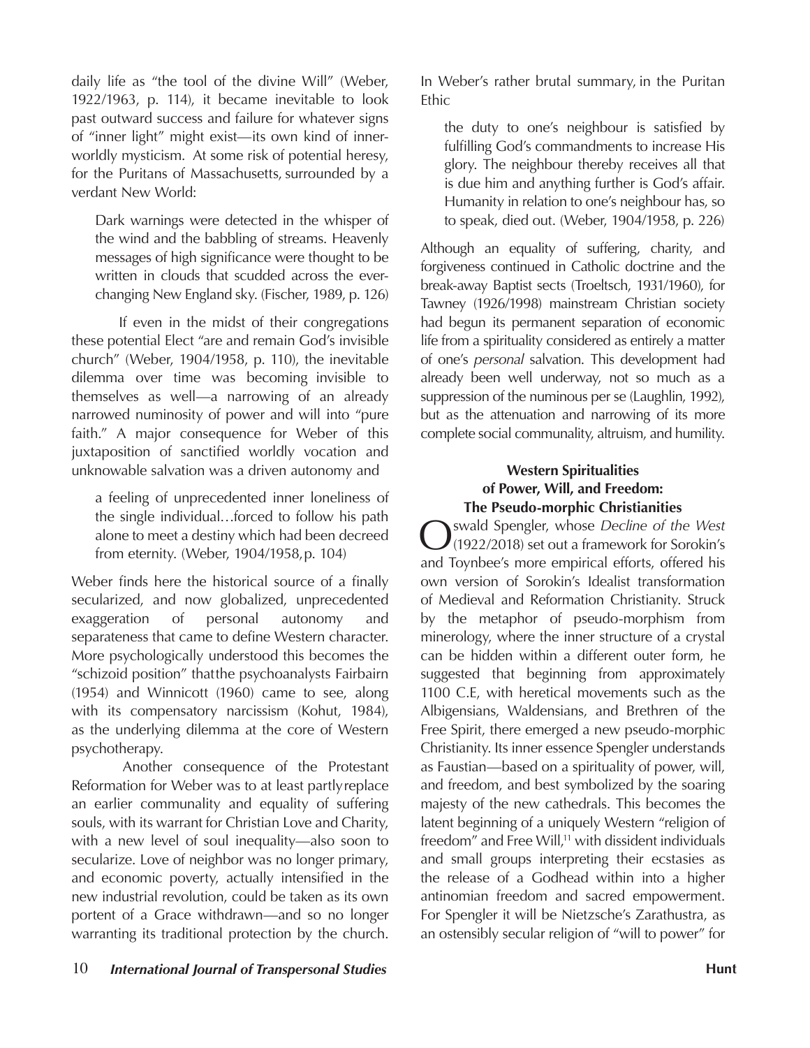daily life as "the tool of the divine Will" (Weber, 1922/1963, p. 114), it became inevitable to look past outward success and failure for whatever signs of "inner light" might exist—its own kind of innerworldly mysticism. At some risk of potential heresy, for the Puritans of Massachusetts, surrounded by a verdant New World:

> Dark warnings were detected in the whisper of the wind and the babbling of streams. Heavenly messages of high significance were thought to be written in clouds that scudded across the ever-changing New England sky. (Fischer, 1989, p. 126)

If even in the midst of their congregations these potential Elect "are and remain God's invisible church" (Weber, 1904/1958, p. 110), the inevitable dilemma over time was becoming invisible to themselves as well—a narrowing of an already narrowed numinosity of power and will into "pure faith." A major consequence for Weber of this juxtaposition of sanctified worldly vocation and unknowable salvation was a driven autonomy and

> a feeling of unprecedented inner loneliness of the single individual…forced to follow his path alone to meet a destiny which had been decreed from eternity. (Weber, 1904/1958, p. 104)

Weber finds here the historical source of a finally secularized, and now globalized, unprecedented exaggeration of personal autonomy and separateness that came to define Western character. More psychologically understood this becomes the "schizoid position" that the psychoanalysts Fairbairn (1954) and Winnicott (1960) came to see, along with its compensatory narcissism (Kohut, 1984), as the underlying dilemma at the core of Western psychotherapy.

Another consequence of the Protestant Reformation for Weber was to at least partly replace an earlier communality and equality of suffering souls, with its warrant for Christian Love and Charity, with a new level of soul inequality—also soon to secularize. Love of neighbor was no longer primary, and economic poverty, actually intensified in the new industrial revolution, could be taken as its own portent of a Grace withdrawn—and so no longer warranting its traditional protection by the church. In Weber's rather brutal summary, in the Puritan Ethic

> the duty to one's neighbour is satisfied by fulfilling God's commandments to increase His glory. The neighbour thereby receives all that is due him and anything further is God's affair. Humanity in relation to one's neighbour has, so to speak, died out. (Weber, 1904/1958, p. 226)

Although an equality of suffering, charity, and forgiveness continued in Catholic doctrine and the break-away Baptist sects (Troeltsch, 1931/1960), for Tawney (1926/1998) mainstream Christian society had begun its permanent separation of economic life from a spirituality considered as entirely a matter of one's *personal* salvation. This development had already been well underway, not so much as a suppression of the numinous per se (Laughlin, 1992), but as the attenuation and narrowing of its more complete social communality, altruism, and humility.

## Western Spiritualities of Power, Will, and Freedom: The Pseudo-morphic Christianities

Oswald Spengler, whose *Decline of the West* (1922/2018) set out a framework for Sorokin's and Toynbee's more empirical efforts, offered his own version of Sorokin's Idealist transformation of Medieval and Reformation Christianity. Struck by the metaphor of pseudo-morphism from minerology, where the inner structure of a crystal can be hidden within a different outer form, he suggested that beginning from approximately 1100 C.E, with heretical movements such as the Albigensians, Waldensians, and Brethren of the Free Spirit, there emerged a new pseudo-morphic Christianity. Its inner essence Spengler understands as Faustian—based on a spirituality of power, will, and freedom, and best symbolized by the soaring majesty of the new cathedrals. This becomes the latent beginning of a uniquely Western "religion of freedom" and Free Will,[11] with dissident individuals and small groups interpreting their ecstasies as the release of a Godhead within into a higher antinomian freedom and sacred empowerment. For Spengler it will be Nietzsche's Zarathustra, as an ostensibly secular religion of "will to power" for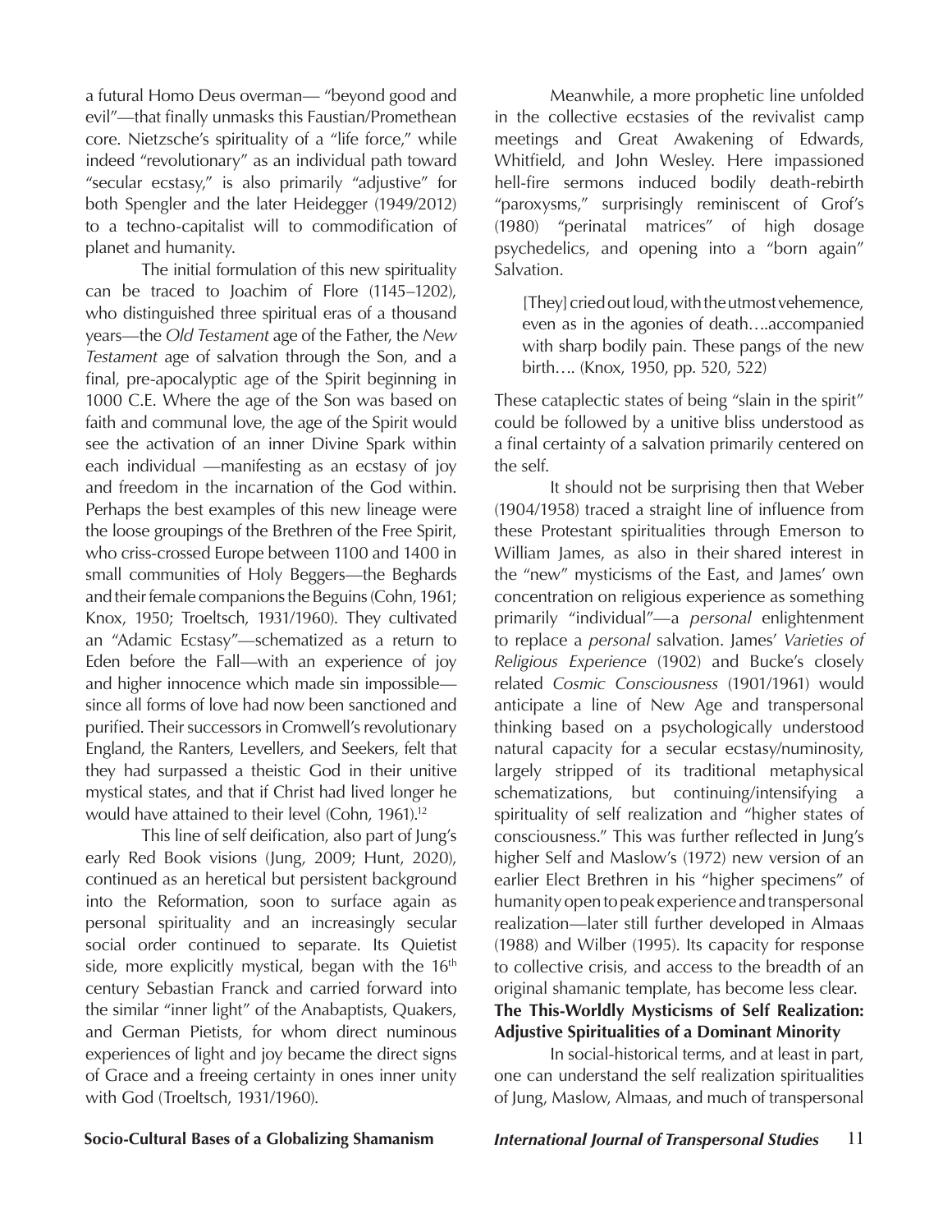a futural Homo Deus overman— "beyond good and evil"—that finally unmasks this Faustian/Promethean core. Nietzsche's spirituality of a "life force," while indeed "revolutionary" as an individual path toward "secular ecstasy," is also primarily "adjustive" for both Spengler and the later Heidegger (1949/2012) to a techno-capitalist will to commodification of planet and humanity.

The initial formulation of this new spirituality can be traced to Joachim of Flore (1145–1202), who distinguished three spiritual eras of a thousand years—the *Old Testament* age of the Father, the *New Testament* age of salvation through the Son, and a final, pre-apocalyptic age of the Spirit beginning in 1000 C.E. Where the age of the Son was based on faith and communal love, the age of the Spirit would see the activation of an inner Divine Spark within each individual —manifesting as an ecstasy of joy and freedom in the incarnation of the God within. Perhaps the best examples of this new lineage were the loose groupings of the Brethren of the Free Spirit, who criss-crossed Europe between 1100 and 1400 in small communities of Holy Beggers—the Beghards and their female companions the Beguins (Cohn, 1961; Knox, 1950; Troeltsch, 1931/1960). They cultivated an "Adamic Ecstasy"—schematized as a return to Eden before the Fall—with an experience of joy and higher innocence which made sin impossible—since all forms of love had now been sanctioned and purified. Their successors in Cromwell's revolutionary England, the Ranters, Levellers, and Seekers, felt that they had surpassed a theistic God in their unitive mystical states, and that if Christ had lived longer he would have attained to their level (Cohn, 1961).[12]

This line of self deification, also part of Jung's early Red Book visions (Jung, 2009; Hunt, 2020), continued as an heretical but persistent background into the Reformation, soon to surface again as personal spirituality and an increasingly secular social order continued to separate. Its Quietist side, more explicitly mystical, began with the 16th century Sebastian Franck and carried forward into the similar "inner light" of the Anabaptists, Quakers, and German Pietists, for whom direct numinous experiences of light and joy became the direct signs of Grace and a freeing certainty in ones inner unity with God (Troeltsch, 1931/1960).

Meanwhile, a more prophetic line unfolded in the collective ecstasies of the revivalist camp meetings and Great Awakening of Edwards, Whitfield, and John Wesley. Here impassioned hell-fire sermons induced bodily death-rebirth "paroxysms," surprisingly reminiscent of Grof's (1980) "perinatal matrices" of high dosage psychedelics, and opening into a "born again" Salvation.

> [They] cried out loud, with the utmost vehemence, even as in the agonies of death….accompanied with sharp bodily pain. These pangs of the new birth…. (Knox, 1950, pp. 520, 522)

These cataplectic states of being "slain in the spirit" could be followed by a unitive bliss understood as a final certainty of a salvation primarily centered on the self.

It should not be surprising then that Weber (1904/1958) traced a straight line of influence from these Protestant spiritualities through Emerson to William James, as also in their shared interest in the "new" mysticisms of the East, and James' own concentration on religious experience as something primarily "individual"—a *personal* enlightenment to replace a *personal* salvation. James' *Varieties of Religious Experience* (1902) and Bucke's closely related *Cosmic Consciousness* (1901/1961) would anticipate a line of New Age and transpersonal thinking based on a psychologically understood natural capacity for a secular ecstasy/numinosity, largely stripped of its traditional metaphysical schematizations, but continuing/intensifying a spirituality of self realization and "higher states of consciousness." This was further reflected in Jung's higher Self and Maslow's (1972) new version of an earlier Elect Brethren in his "higher specimens" of humanity open to peak experience and transpersonal realization—later still further developed in Almaas (1988) and Wilber (1995). Its capacity for response to collective crisis, and access to the breadth of an original shamanic template, has become less clear.

## The This-Worldly Mysticisms of Self Realization: Adjustive Spiritualities of a Dominant Minority

In social-historical terms, and at least in part, one can understand the self realization spiritualities of Jung, Maslow, Almaas, and much of transpersonal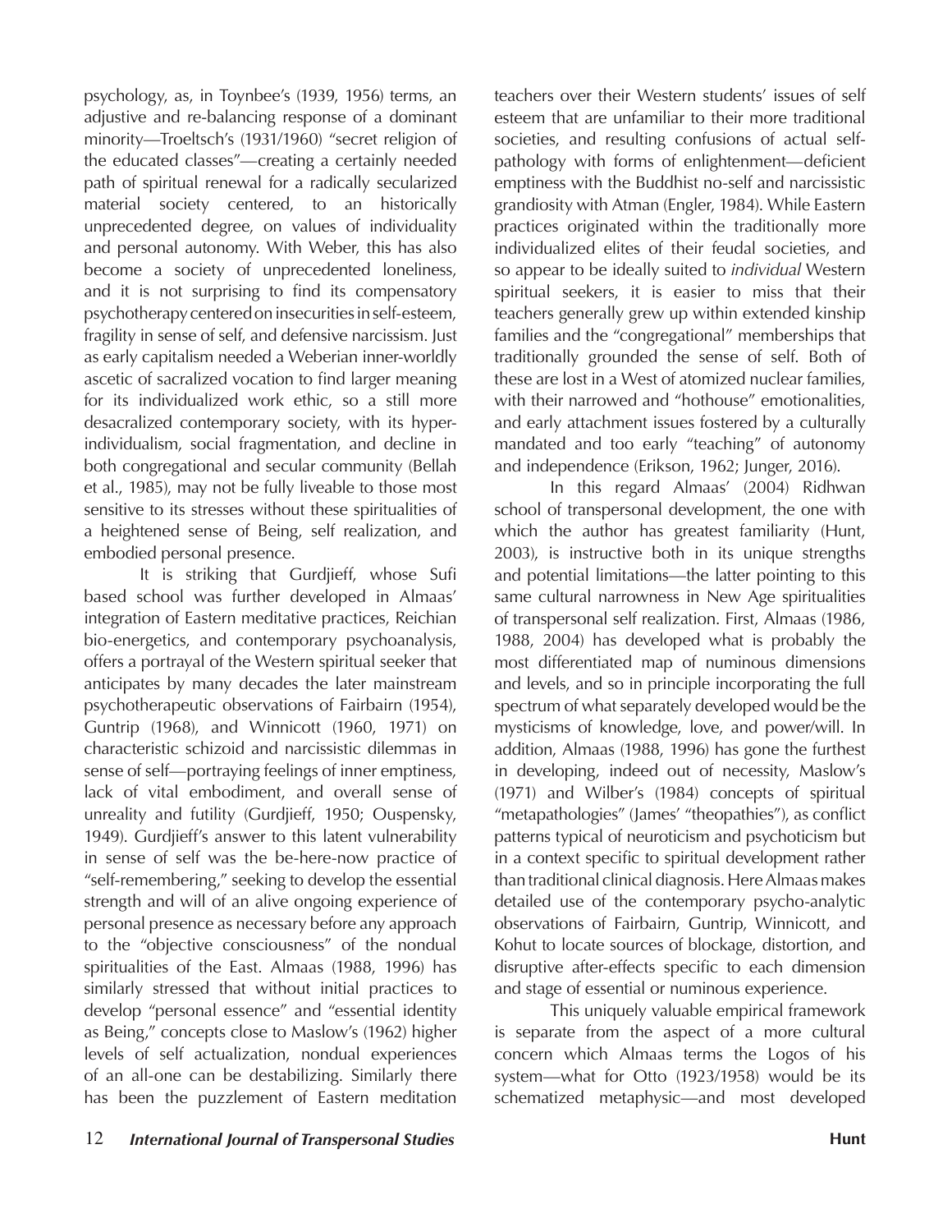psychology, as, in Toynbee's (1939, 1956) terms, an adjustive and re-balancing response of a dominant minority—Troeltsch's (1931/1960) "secret religion of the educated classes"—creating a certainly needed path of spiritual renewal for a radically secularized material society centered, to an historically unprecedented degree, on values of individuality and personal autonomy. With Weber, this has also become a society of unprecedented loneliness, and it is not surprising to find its compensatory psychotherapy centered on insecurities in self-esteem, fragility in sense of self, and defensive narcissism. Just as early capitalism needed a Weberian inner-worldly ascetic of sacralized vocation to find larger meaning for its individualized work ethic, so a still more desacralized contemporary society, with its hyper-individualism, social fragmentation, and decline in both congregational and secular community (Bellah et al., 1985), may not be fully liveable to those most sensitive to its stresses without these spiritualities of a heightened sense of Being, self realization, and embodied personal presence.

It is striking that Gurdjieff, whose Sufi based school was further developed in Almaas' integration of Eastern meditative practices, Reichian bio-energetics, and contemporary psychoanalysis, offers a portrayal of the Western spiritual seeker that anticipates by many decades the later mainstream psychotherapeutic observations of Fairbairn (1954), Guntrip (1968), and Winnicott (1960, 1971) on characteristic schizoid and narcissistic dilemmas in sense of self—portraying feelings of inner emptiness, lack of vital embodiment, and overall sense of unreality and futility (Gurdjieff, 1950; Ouspensky, 1949). Gurdjieff's answer to this latent vulnerability in sense of self was the be-here-now practice of "self-remembering," seeking to develop the essential strength and will of an alive ongoing experience of personal presence as necessary before any approach to the "objective consciousness" of the nondual spiritualities of the East. Almaas (1988, 1996) has similarly stressed that without initial practices to develop "personal essence" and "essential identity as Being," concepts close to Maslow's (1962) higher levels of self actualization, nondual experiences of an all-one can be destabilizing. Similarly there has been the puzzlement of Eastern meditation teachers over their Western students' issues of self esteem that are unfamiliar to their more traditional societies, and resulting confusions of actual self-pathology with forms of enlightenment—deficient emptiness with the Buddhist no-self and narcissistic grandiosity with Atman (Engler, 1984). While Eastern practices originated within the traditionally more individualized elites of their feudal societies, and so appear to be ideally suited to *individual* Western spiritual seekers, it is easier to miss that their teachers generally grew up within extended kinship families and the "congregational" memberships that traditionally grounded the sense of self. Both of these are lost in a West of atomized nuclear families, with their narrowed and "hothouse" emotionalities, and early attachment issues fostered by a culturally mandated and too early "teaching" of autonomy and independence (Erikson, 1962; Junger, 2016).

In this regard Almaas' (2004) Ridhwan school of transpersonal development, the one with which the author has greatest familiarity (Hunt, 2003), is instructive both in its unique strengths and potential limitations—the latter pointing to this same cultural narrowness in New Age spiritualities of transpersonal self realization. First, Almaas (1986, 1988, 2004) has developed what is probably the most differentiated map of numinous dimensions and levels, and so in principle incorporating the full spectrum of what separately developed would be the mysticisms of knowledge, love, and power/will. In addition, Almaas (1988, 1996) has gone the furthest in developing, indeed out of necessity, Maslow's (1971) and Wilber's (1984) concepts of spiritual "metapathologies" (James' "theopathies"), as conflict patterns typical of neuroticism and psychoticism but in a context specific to spiritual development rather than traditional clinical diagnosis. Here Almaas makes detailed use of the contemporary psycho-analytic observations of Fairbairn, Guntrip, Winnicott, and Kohut to locate sources of blockage, distortion, and disruptive after-effects specific to each dimension and stage of essential or numinous experience.

This uniquely valuable empirical framework is separate from the aspect of a more cultural concern which Almaas terms the Logos of his system—what for Otto (1923/1958) would be its schematized metaphysic—and most developed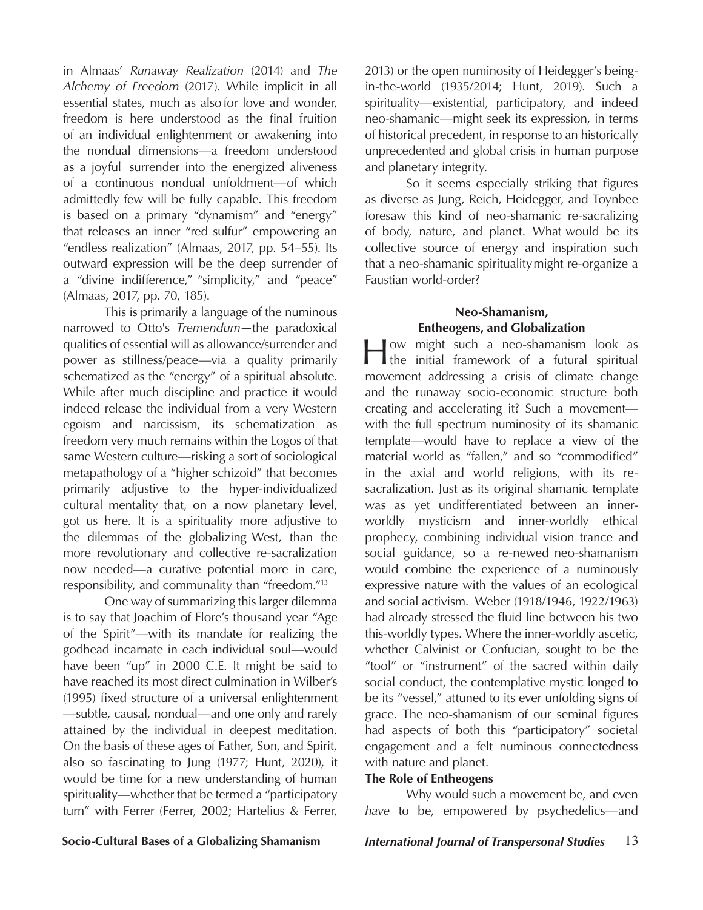in Almaas' *Runaway Realization* (2014) and *The Alchemy of Freedom* (2017). While implicit in all essential states, much as also for love and wonder, freedom is here understood as the final fruition of an individual enlightenment or awakening into the nondual dimensions—a freedom understood as a joyful surrender into the energized aliveness of a continuous nondual unfoldment—of which admittedly few will be fully capable. This freedom is based on a primary "dynamism" and "energy" that releases an inner "red sulfur" empowering an "endless realization" (Almaas, 2017, pp. 54–55). Its outward expression will be the deep surrender of a "divine indifference," "simplicity," and "peace" (Almaas, 2017, pp. 70, 185).

This is primarily a language of the numinous narrowed to Otto's *Tremendum*—the paradoxical qualities of essential will as allowance/surrender and power as stillness/peace—via a quality primarily schematized as the "energy" of a spiritual absolute. While after much discipline and practice it would indeed release the individual from a very Western egoism and narcissism, its schematization as freedom very much remains within the Logos of that same Western culture—risking a sort of sociological metapathology of a "higher schizoid" that becomes primarily adjustive to the hyper-individualized cultural mentality that, on a now planetary level, got us here. It is a spirituality more adjustive to the dilemmas of the globalizing West, than the more revolutionary and collective re-sacralization now needed—a curative potential more in care, responsibility, and communality than "freedom."[13]

One way of summarizing this larger dilemma is to say that Joachim of Flore's thousand year "Age of the Spirit"—with its mandate for realizing the godhead incarnate in each individual soul—would have been "up" in 2000 C.E. It might be said to have reached its most direct culmination in Wilber's (1995) fixed structure of a universal enlightenment —subtle, causal, nondual—and one only and rarely attained by the individual in deepest meditation. On the basis of these ages of Father, Son, and Spirit, also so fascinating to Jung (1977; Hunt, 2020), it would be time for a new understanding of human spirituality—whether that be termed a "participatory turn" with Ferrer (Ferrer, 2002; Hartelius & Ferrer, 2013) or the open numinosity of Heidegger's being-in-the-world (1935/2014; Hunt, 2019). Such a spirituality—existential, participatory, and indeed neo-shamanic—might seek its expression, in terms of historical precedent, in response to an historically unprecedented and global crisis in human purpose and planetary integrity.

So it seems especially striking that figures as diverse as Jung, Reich, Heidegger, and Toynbee foresaw this kind of neo-shamanic re-sacralizing of body, nature, and planet. What would be its collective source of energy and inspiration such that a neo-shamanic spirituality might re-organize a Faustian world-order?

## Neo-Shamanism, Entheogens, and Globalization

How might such a neo-shamanism look as the initial framework of a futural spiritual movement addressing a crisis of climate change and the runaway socio-economic structure both creating and accelerating it? Such a movement—with the full spectrum numinosity of its shamanic template—would have to replace a view of the material world as "fallen," and so "commodified" in the axial and world religions, with its re-sacralization. Just as its original shamanic template was as yet undifferentiated between an inner-worldly mysticism and inner-worldly ethical prophecy, combining individual vision trance and social guidance, so a re-newed neo-shamanism would combine the experience of a numinously expressive nature with the values of an ecological and social activism. Weber (1918/1946, 1922/1963) had already stressed the fluid line between his two this-worldly types. Where the inner-worldly ascetic, whether Calvinist or Confucian, sought to be the "tool" or "instrument" of the sacred within daily social conduct, the contemplative mystic longed to be its "vessel," attuned to its ever unfolding signs of grace. The neo-shamanism of our seminal figures had aspects of both this "participatory" societal engagement and a felt numinous connectedness with nature and planet.

### The Role of Entheogens

Why would such a movement be, and even *have* to be, empowered by psychedelics—and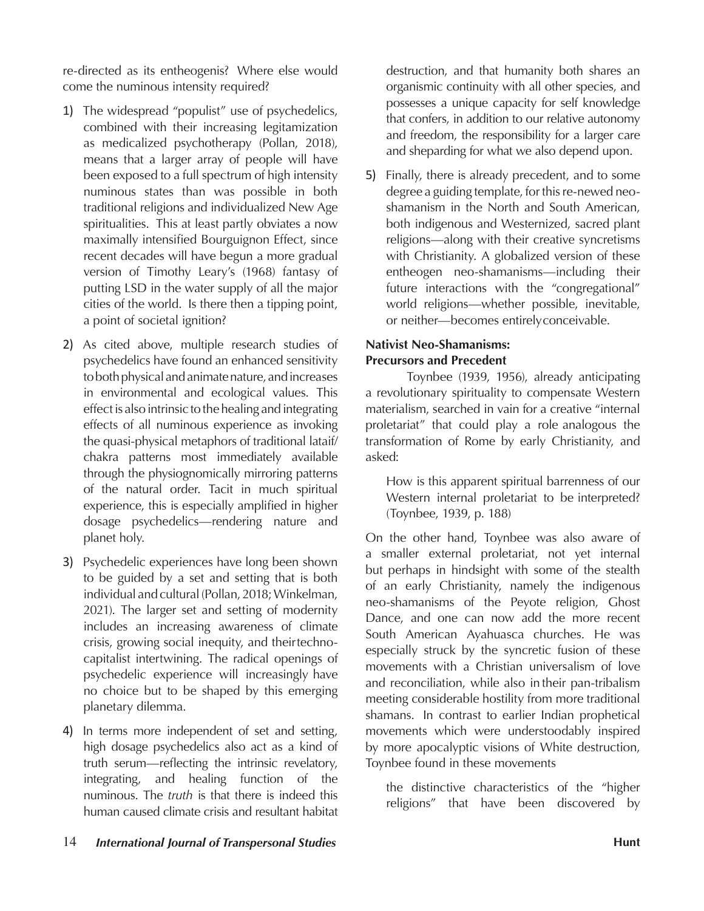re-directed as its entheogenis? Where else would come the numinous intensity required?

1) The widespread "populist" use of psychedelics, combined with their increasing legitamization as medicalized psychotherapy (Pollan, 2018), means that a larger array of people will have been exposed to a full spectrum of high intensity numinous states than was possible in both traditional religions and individualized New Age spiritualities. This at least partly obviates a now maximally intensified Bourguignon Effect, since recent decades will have begun a more gradual version of Timothy Leary's (1968) fantasy of putting LSD in the water supply of all the major cities of the world. Is there then a tipping point, a point of societal ignition?

2) As cited above, multiple research studies of psychedelics have found an enhanced sensitivity to both physical and animate nature, and increases in environmental and ecological values. This effect is also intrinsic to the healing and integrating effects of all numinous experience as invoking the quasi-physical metaphors of traditional lataif/chakra patterns most immediately available through the physiognomically mirroring patterns of the natural order. Tacit in much spiritual experience, this is especially amplified in higher dosage psychedelics—rendering nature and planet holy.

3) Psychedelic experiences have long been shown to be guided by a set and setting that is both individual and cultural (Pollan, 2018; Winkelman, 2021). The larger set and setting of modernity includes an increasing awareness of climate crisis, growing social inequity, and their techno-capitalist intertwining. The radical openings of psychedelic experience will increasingly have no choice but to be shaped by this emerging planetary dilemma.

4) In terms more independent of set and setting, high dosage psychedelics also act as a kind of truth serum—reflecting the intrinsic revelatory, integrating, and healing function of the numinous. The *truth* is that there is indeed this human caused climate crisis and resultant habitat destruction, and that humanity both shares an organismic continuity with all other species, and possesses a unique capacity for self knowledge that confers, in addition to our relative autonomy and freedom, the responsibility for a larger care and sheparding for what we also depend upon.

5) Finally, there is already precedent, and to some degree a guiding template, for this re-newed neo-shamanism in the North and South American, both indigenous and Westernized, sacred plant religions—along with their creative syncretisms with Christianity. A globalized version of these entheogen neo-shamanisms—including their future interactions with the "congregational" world religions—whether possible, inevitable, or neither—becomes entirely conceivable.

### Nativist Neo-Shamanisms: Precursors and Precedent

Toynbee (1939, 1956), already anticipating a revolutionary spirituality to compensate Western materialism, searched in vain for a creative "internal proletariat" that could play a role analogous the transformation of Rome by early Christianity, and asked:

> How is this apparent spiritual barrenness of our Western internal proletariat to be interpreted? (Toynbee, 1939, p. 188)

On the other hand, Toynbee was also aware of a smaller external proletariat, not yet internal but perhaps in hindsight with some of the stealth of an early Christianity, namely the indigenous neo-shamanisms of the Peyote religion, Ghost Dance, and one can now add the more recent South American Ayahuasca churches. He was especially struck by the syncretic fusion of these movements with a Christian universalism of love and reconciliation, while also in their pan-tribalism meeting considerable hostility from more traditional shamans. In contrast to earlier Indian prophetical movements which were understoodably inspired by more apocalyptic visions of White destruction, Toynbee found in these movements

> the distinctive characteristics of the "higher religions" that have been discovered by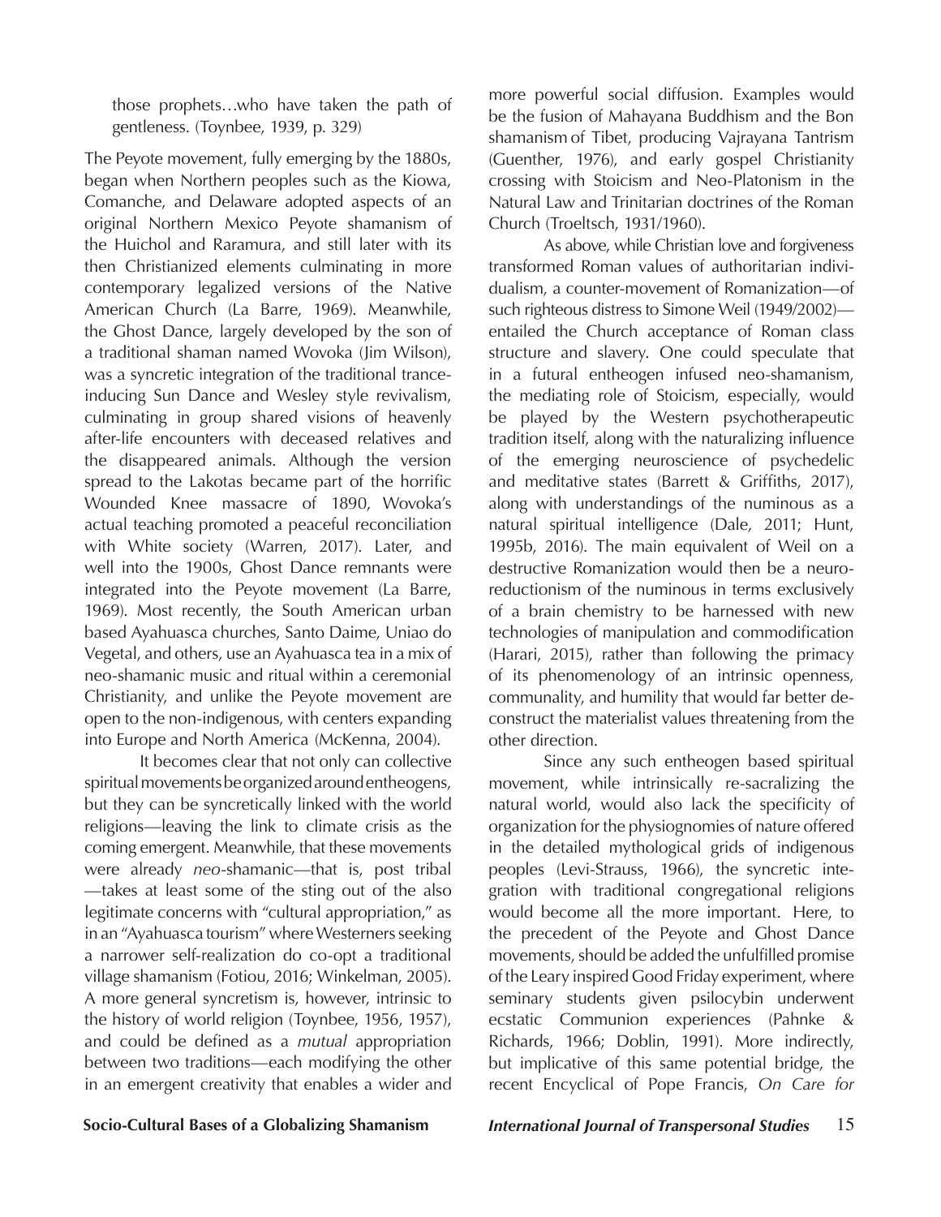those prophets…who have taken the path of gentleness. (Toynbee, 1939, p. 329)

The Peyote movement, fully emerging by the 1880s, began when Northern peoples such as the Kiowa, Comanche, and Delaware adopted aspects of an original Northern Mexico Peyote shamanism of the Huichol and Raramura, and still later with its then Christianized elements culminating in more contemporary legalized versions of the Native American Church (La Barre, 1969). Meanwhile, the Ghost Dance, largely developed by the son of a traditional shaman named Wovoka (Jim Wilson), was a syncretic integration of the traditional trance-inducing Sun Dance and Wesley style revivalism, culminating in group shared visions of heavenly after-life encounters with deceased relatives and the disappeared animals. Although the version spread to the Lakotas became part of the horrific Wounded Knee massacre of 1890, Wovoka's actual teaching promoted a peaceful reconciliation with White society (Warren, 2017). Later, and well into the 1900s, Ghost Dance remnants were integrated into the Peyote movement (La Barre, 1969). Most recently, the South American urban based Ayahuasca churches, Santo Daime, Uniao do Vegetal, and others, use an Ayahuasca tea in a mix of neo-shamanic music and ritual within a ceremonial Christianity, and unlike the Peyote movement are open to the non-indigenous, with centers expanding into Europe and North America (McKenna, 2004).

It becomes clear that not only can collective spiritual movements be organized around entheogens, but they can be syncretically linked with the world religions—leaving the link to climate crisis as the coming emergent. Meanwhile, that these movements were already *neo*-shamanic—that is, post tribal —takes at least some of the sting out of the also legitimate concerns with "cultural appropriation," as in an "Ayahuasca tourism" where Westerners seeking a narrower self-realization do co-opt a traditional village shamanism (Fotiou, 2016; Winkelman, 2005). A more general syncretism is, however, intrinsic to the history of world religion (Toynbee, 1956, 1957), and could be defined as a *mutual* appropriation between two traditions—each modifying the other in an emergent creativity that enables a wider and more powerful social diffusion. Examples would be the fusion of Mahayana Buddhism and the Bon shamanism of Tibet, producing Vajrayana Tantrism (Guenther, 1976), and early gospel Christianity crossing with Stoicism and Neo-Platonism in the Natural Law and Trinitarian doctrines of the Roman Church (Troeltsch, 1931/1960).

As above, while Christian love and forgiveness transformed Roman values of authoritarian individualism, a counter-movement of Romanization—of such righteous distress to Simone Weil (1949/2002)—entailed the Church acceptance of Roman class structure and slavery. One could speculate that in a futural entheogen infused neo-shamanism, the mediating role of Stoicism, especially, would be played by the Western psychotherapeutic tradition itself, along with the naturalizing influence of the emerging neuroscience of psychedelic and meditative states (Barrett & Griffiths, 2017), along with understandings of the numinous as a natural spiritual intelligence (Dale, 2011; Hunt, 1995b, 2016). The main equivalent of Weil on a destructive Romanization would then be a neuro-reductionism of the numinous in terms exclusively of a brain chemistry to be harnessed with new technologies of manipulation and commodification (Harari, 2015), rather than following the primacy of its phenomenology of an intrinsic openness, communality, and humility that would far better deconstruct the materialist values threatening from the other direction.

Since any such entheogen based spiritual movement, while intrinsically re-sacralizing the natural world, would also lack the specificity of organization for the physiognomies of nature offered in the detailed mythological grids of indigenous peoples (Levi-Strauss, 1966), the syncretic integration with traditional congregational religions would become all the more important. Here, to the precedent of the Peyote and Ghost Dance movements, should be added the unfulfilled promise of the Leary inspired Good Friday experiment, where seminary students given psilocybin underwent ecstatic Communion experiences (Pahnke & Richards, 1966; Doblin, 1991). More indirectly, but implicative of this same potential bridge, the recent Encyclical of Pope Francis, *On Care for*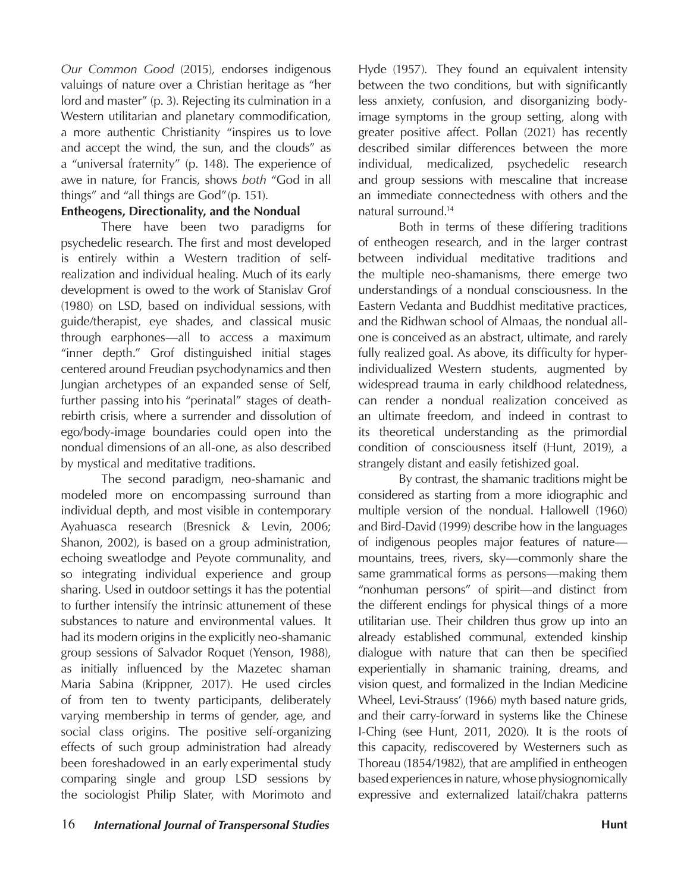*Our Common Good* (2015), endorses indigenous valuings of nature over a Christian heritage as "her lord and master" (p. 3). Rejecting its culmination in a Western utilitarian and planetary commodification, a more authentic Christianity "inspires us to love and accept the wind, the sun, and the clouds" as a "universal fraternity" (p. 148). The experience of awe in nature, for Francis, shows *both* "God in all things" and "all things are God" (p. 151).

**Entheogens, Directionality, and the Nondual**

There have been two paradigms for psychedelic research. The first and most developed is entirely within a Western tradition of self-realization and individual healing. Much of its early development is owed to the work of Stanislav Grof (1980) on LSD, based on individual sessions, with guide/therapist, eye shades, and classical music through earphones—all to access a maximum "inner depth." Grof distinguished initial stages centered around Freudian psychodynamics and then Jungian archetypes of an expanded sense of Self, further passing into his "perinatal" stages of death-rebirth crisis, where a surrender and dissolution of ego/body-image boundaries could open into the nondual dimensions of an all-one, as also described by mystical and meditative traditions.

The second paradigm, neo-shamanic and modeled more on encompassing surround than individual depth, and most visible in contemporary Ayahuasca research (Bresnick & Levin, 2006; Shanon, 2002), is based on a group administration, echoing sweatlodge and Peyote communality, and so integrating individual experience and group sharing. Used in outdoor settings it has the potential to further intensify the intrinsic attunement of these substances to nature and environmental values. It had its modern origins in the explicitly neo-shamanic group sessions of Salvador Roquet (Yenson, 1988), as initially influenced by the Mazetec shaman Maria Sabina (Krippner, 2017). He used circles of from ten to twenty participants, deliberately varying membership in terms of gender, age, and social class origins. The positive self-organizing effects of such group administration had already been foreshadowed in an early experimental study comparing single and group LSD sessions by the sociologist Philip Slater, with Morimoto and Hyde (1957). They found an equivalent intensity between the two conditions, but with significantly less anxiety, confusion, and disorganizing body-image symptoms in the group setting, along with greater positive affect. Pollan (2021) has recently described similar differences between the more individual, medicalized, psychedelic research and group sessions with mescaline that increase an immediate connectedness with others and the natural surround.[14]

Both in terms of these differing traditions of entheogen research, and in the larger contrast between individual meditative traditions and the multiple neo-shamanisms, there emerge two understandings of a nondual consciousness. In the Eastern Vedanta and Buddhist meditative practices, and the Ridhwan school of Almaas, the nondual all-one is conceived as an abstract, ultimate, and rarely fully realized goal. As above, its difficulty for hyper-individualized Western students, augmented by widespread trauma in early childhood relatedness, can render a nondual realization conceived as an ultimate freedom, and indeed in contrast to its theoretical understanding as the primordial condition of consciousness itself (Hunt, 2019), a strangely distant and easily fetishized goal.

By contrast, the shamanic traditions might be considered as starting from a more idiographic and multiple version of the nondual. Hallowell (1960) and Bird-David (1999) describe how in the languages of indigenous peoples major features of nature—mountains, trees, rivers, sky—commonly share the same grammatical forms as persons—making them "nonhuman persons" of spirit—and distinct from the different endings for physical things of a more utilitarian use. Their children thus grow up into an already established communal, extended kinship dialogue with nature that can then be specified experientially in shamanic training, dreams, and vision quest, and formalized in the Indian Medicine Wheel, Levi-Strauss' (1966) myth based nature grids, and their carry-forward in systems like the Chinese I-Ching (see Hunt, 2011, 2020). It is the roots of this capacity, rediscovered by Westerners such as Thoreau (1854/1982), that are amplified in entheogen based experiences in nature, whose physiognomically expressive and externalized lataif/chakra patterns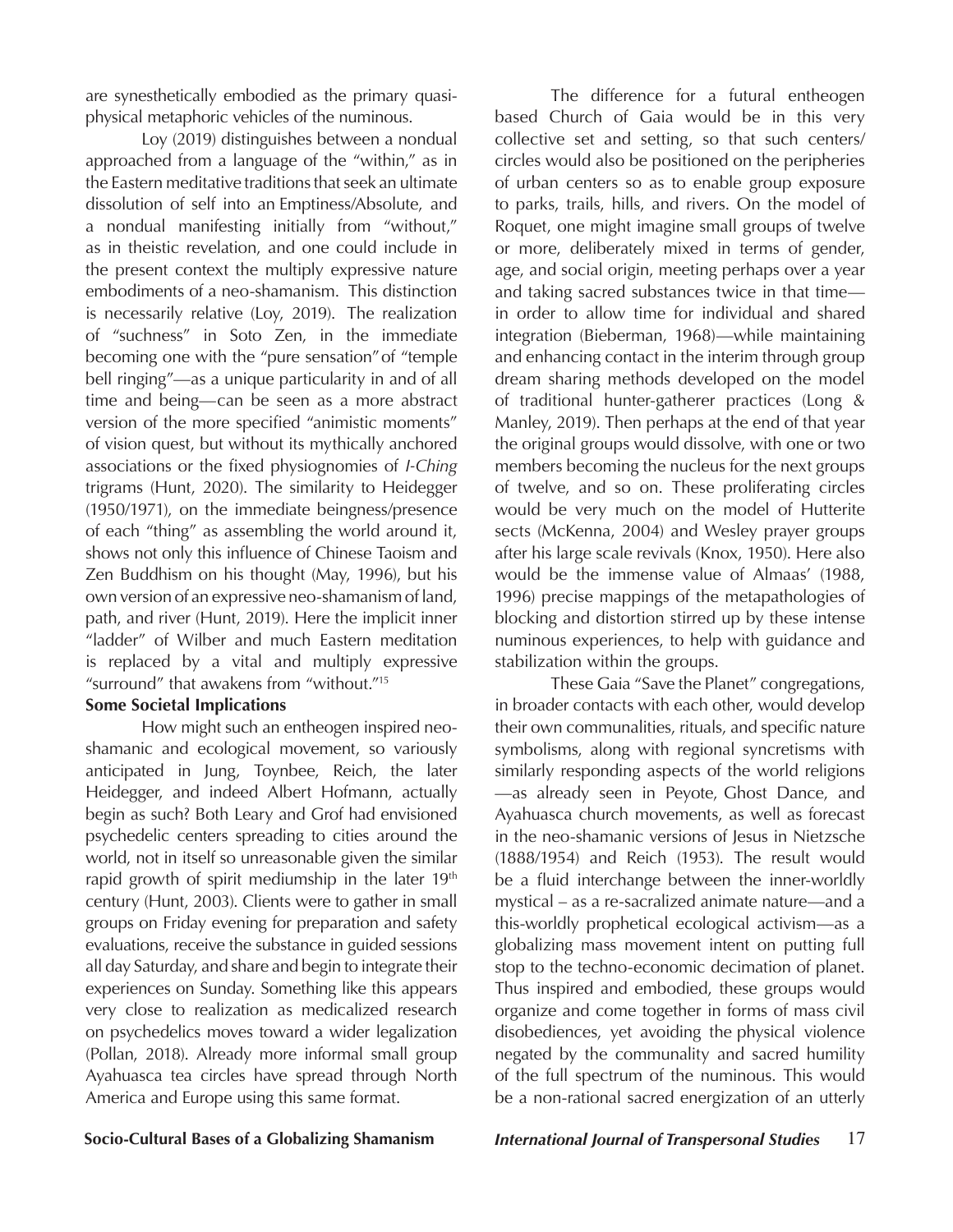are synesthetically embodied as the primary quasi-physical metaphoric vehicles of the numinous.

Loy (2019) distinguishes between a nondual approached from a language of the "within," as in the Eastern meditative traditions that seek an ultimate dissolution of self into an Emptiness/Absolute, and a nondual manifesting initially from "without," as in theistic revelation, and one could include in the present context the multiply expressive nature embodiments of a neo-shamanism. This distinction is necessarily relative (Loy, 2019). The realization of "suchness" in Soto Zen, in the immediate becoming one with the "pure sensation" of "temple bell ringing"—as a unique particularity in and of all time and being—can be seen as a more abstract version of the more specified "animistic moments" of vision quest, but without its mythically anchored associations or the fixed physiognomies of *I-Ching* trigrams (Hunt, 2020). The similarity to Heidegger (1950/1971), on the immediate beingness/presence of each "thing" as assembling the world around it, shows not only this influence of Chinese Taoism and Zen Buddhism on his thought (May, 1996), but his own version of an expressive neo-shamanism of land, path, and river (Hunt, 2019). Here the implicit inner "ladder" of Wilber and much Eastern meditation is replaced by a vital and multiply expressive "surround" that awakens from "without."[15]

**Some Societal Implications**

How might such an entheogen inspired neo-shamanic and ecological movement, so variously anticipated in Jung, Toynbee, Reich, the later Heidegger, and indeed Albert Hofmann, actually begin as such? Both Leary and Grof had envisioned psychedelic centers spreading to cities around the world, not in itself so unreasonable given the similar rapid growth of spirit mediumship in the later 19th century (Hunt, 2003). Clients were to gather in small groups on Friday evening for preparation and safety evaluations, receive the substance in guided sessions all day Saturday, and share and begin to integrate their experiences on Sunday. Something like this appears very close to realization as medicalized research on psychedelics moves toward a wider legalization (Pollan, 2018). Already more informal small group Ayahuasca tea circles have spread through North America and Europe using this same format.

The difference for a futural entheogen based Church of Gaia would be in this very collective set and setting, so that such centers/circles would also be positioned on the peripheries of urban centers so as to enable group exposure to parks, trails, hills, and rivers. On the model of Roquet, one might imagine small groups of twelve or more, deliberately mixed in terms of gender, age, and social origin, meeting perhaps over a year and taking sacred substances twice in that time—in order to allow time for individual and shared integration (Bieberman, 1968)—while maintaining and enhancing contact in the interim through group dream sharing methods developed on the model of traditional hunter-gatherer practices (Long & Manley, 2019). Then perhaps at the end of that year the original groups would dissolve, with one or two members becoming the nucleus for the next groups of twelve, and so on. These proliferating circles would be very much on the model of Hutterite sects (McKenna, 2004) and Wesley prayer groups after his large scale revivals (Knox, 1950). Here also would be the immense value of Almaas' (1988, 1996) precise mappings of the metapathologies of blocking and distortion stirred up by these intense numinous experiences, to help with guidance and stabilization within the groups.

These Gaia "Save the Planet" congregations, in broader contacts with each other, would develop their own communalities, rituals, and specific nature symbolisms, along with regional syncretisms with similarly responding aspects of the world religions—as already seen in Peyote, Ghost Dance, and Ayahuasca church movements, as well as forecast in the neo-shamanic versions of Jesus in Nietzsche (1888/1954) and Reich (1953). The result would be a fluid interchange between the inner-worldly mystical – as a re-sacralized animate nature—and a this-worldly prophetical ecological activism—as a globalizing mass movement intent on putting full stop to the techno-economic decimation of planet. Thus inspired and embodied, these groups would organize and come together in forms of mass civil disobediences, yet avoiding the physical violence negated by the communality and sacred humility of the full spectrum of the numinous. This would be a non-rational sacred energization of an utterly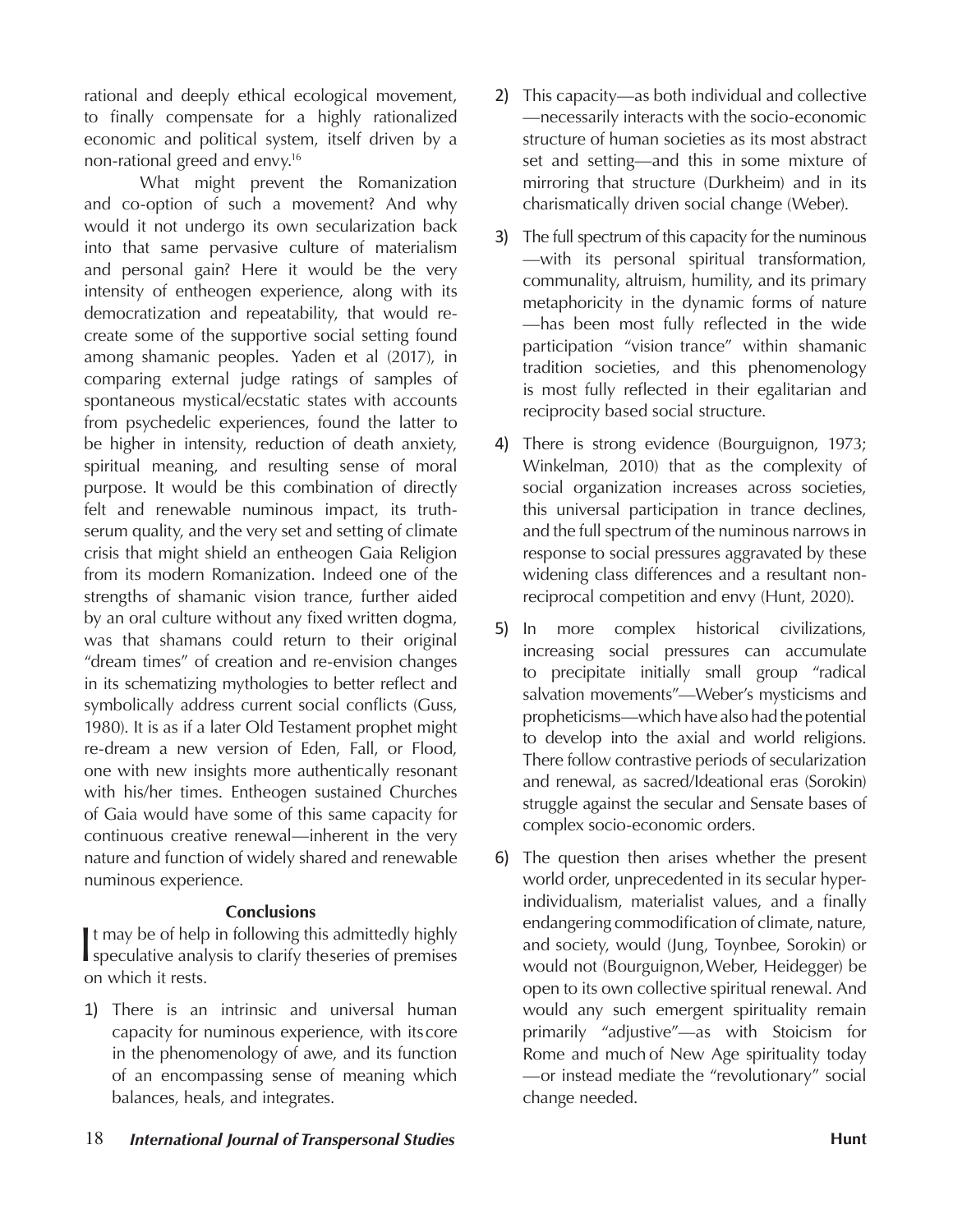rational and deeply ethical ecological movement, to finally compensate for a highly rationalized economic and political system, itself driven by a non-rational greed and envy.[16]

What might prevent the Romanization and co-option of such a movement? And why would it not undergo its own secularization back into that same pervasive culture of materialism and personal gain? Here it would be the very intensity of entheogen experience, along with its democratization and repeatability, that would re-create some of the supportive social setting found among shamanic peoples. Yaden et al (2017), in comparing external judge ratings of samples of spontaneous mystical/ecstatic states with accounts from psychedelic experiences, found the latter to be higher in intensity, reduction of death anxiety, spiritual meaning, and resulting sense of moral purpose. It would be this combination of directly felt and renewable numinous impact, its truth-serum quality, and the very set and setting of climate crisis that might shield an entheogen Gaia Religion from its modern Romanization. Indeed one of the strengths of shamanic vision trance, further aided by an oral culture without any fixed written dogma, was that shamans could return to their original "dream times" of creation and re-envision changes in its schematizing mythologies to better reflect and symbolically address current social conflicts (Guss, 1980). It is as if a later Old Testament prophet might re-dream a new version of Eden, Fall, or Flood, one with new insights more authentically resonant with his/her times. Entheogen sustained Churches of Gaia would have some of this same capacity for continuous creative renewal—inherent in the very nature and function of widely shared and renewable numinous experience.

### Conclusions

It may be of help in following this admittedly highly speculative analysis to clarify the series of premises on which it rests.

1) There is an intrinsic and universal human capacity for numinous experience, with its core in the phenomenology of awe, and its function of an encompassing sense of meaning which balances, heals, and integrates.

2) This capacity—as both individual and collective—necessarily interacts with the socio-economic structure of human societies as its most abstract set and setting—and this in some mixture of mirroring that structure (Durkheim) and in its charismatically driven social change (Weber).

3) The full spectrum of this capacity for the numinous—with its personal spiritual transformation, communality, altruism, humility, and its primary metaphoricity in the dynamic forms of nature—has been most fully reflected in the wide participation "vision trance" within shamanic tradition societies, and this phenomenology is most fully reflected in their egalitarian and reciprocity based social structure.

4) There is strong evidence (Bourguignon, 1973; Winkelman, 2010) that as the complexity of social organization increases across societies, this universal participation in trance declines, and the full spectrum of the numinous narrows in response to social pressures aggravated by these widening class differences and a resultant non-reciprocal competition and envy (Hunt, 2020).

5) In more complex historical civilizations, increasing social pressures can accumulate to precipitate initially small group "radical salvation movements"—Weber's mysticisms and propheticisms—which have also had the potential to develop into the axial and world religions. There follow contrastive periods of secularization and renewal, as sacred/Ideational eras (Sorokin) struggle against the secular and Sensate bases of complex socio-economic orders.

6) The question then arises whether the present world order, unprecedented in its secular hyper-individualism, materialist values, and a finally endangering commodification of climate, nature, and society, would (Jung, Toynbee, Sorokin) or would not (Bourguignon, Weber, Heidegger) be open to its own collective spiritual renewal. And would any such emergent spirituality remain primarily "adjustive"—as with Stoicism for Rome and much of New Age spirituality today—or instead mediate the "revolutionary" social change needed.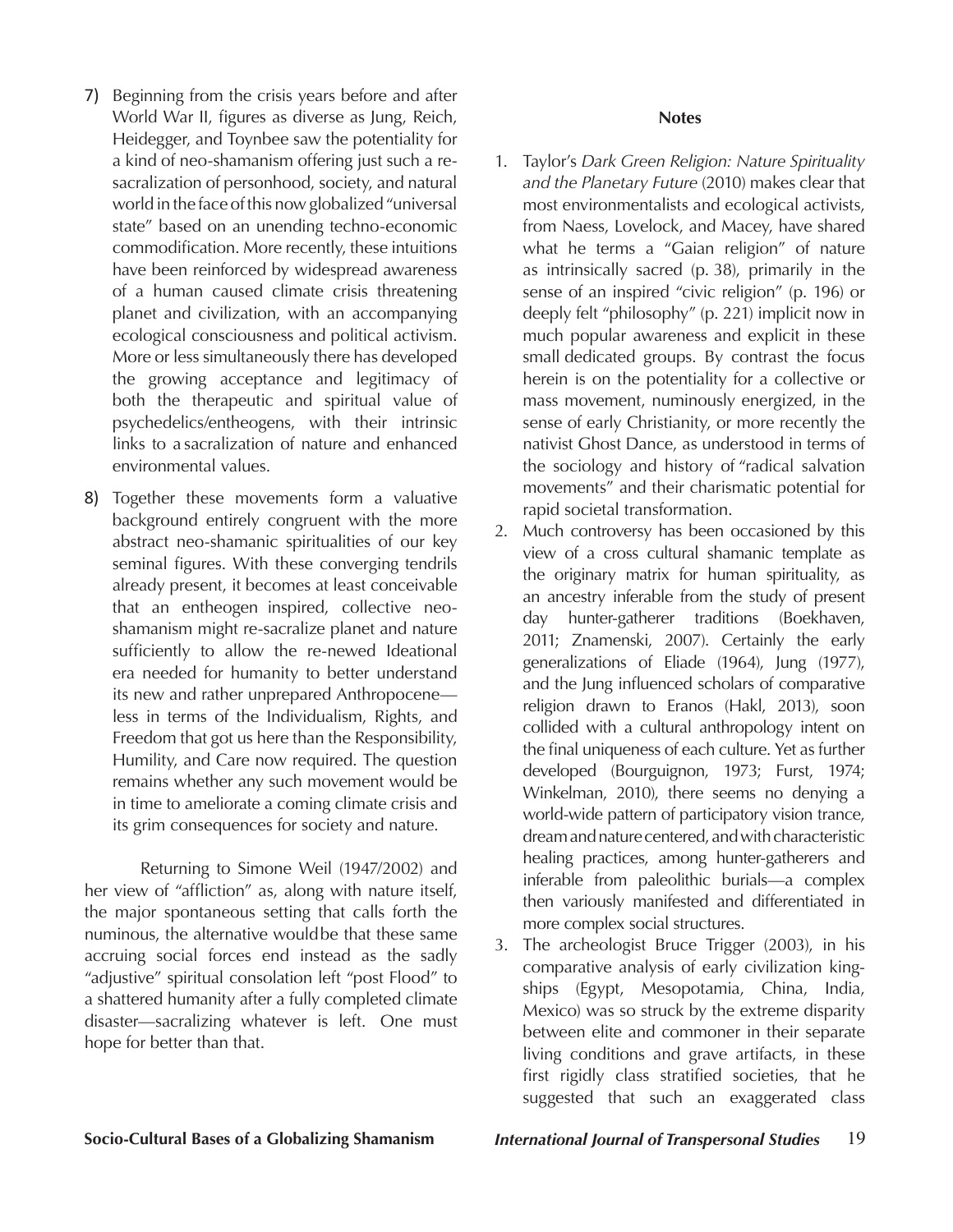7) Beginning from the crisis years before and after World War II, figures as diverse as Jung, Reich, Heidegger, and Toynbee saw the potentiality for a kind of neo-shamanism offering just such a re-sacralization of personhood, society, and natural world in the face of this now globalized "universal state" based on an unending techno-economic commodification. More recently, these intuitions have been reinforced by widespread awareness of a human caused climate crisis threatening planet and civilization, with an accompanying ecological consciousness and political activism. More or less simultaneously there has developed the growing acceptance and legitimacy of both the therapeutic and spiritual value of psychedelics/entheogens, with their intrinsic links to a sacralization of nature and enhanced environmental values.

8) Together these movements form a valuative background entirely congruent with the more abstract neo-shamanic spiritualities of our key seminal figures. With these converging tendrils already present, it becomes at least conceivable that an entheogen inspired, collective neo-shamanism might re-sacralize planet and nature sufficiently to allow the re-newed Ideational era needed for humanity to better understand its new and rather unprepared Anthropocene—less in terms of the Individualism, Rights, and Freedom that got us here than the Responsibility, Humility, and Care now required. The question remains whether any such movement would be in time to ameliorate a coming climate crisis and its grim consequences for society and nature.

Returning to Simone Weil (1947/2002) and her view of "affliction" as, along with nature itself, the major spontaneous setting that calls forth the numinous, the alternative would be that these same accruing social forces end instead as the sadly "adjustive" spiritual consolation left "post Flood" to a shattered humanity after a fully completed climate disaster—sacralizing whatever is left. One must hope for better than that.

**Notes**

1. Taylor's *Dark Green Religion: Nature Spirituality and the Planetary Future* (2010) makes clear that most environmentalists and ecological activists, from Naess, Lovelock, and Macey, have shared what he terms a "Gaian religion" of nature as intrinsically sacred (p. 38), primarily in the sense of an inspired "civic religion" (p. 196) or deeply felt "philosophy" (p. 221) implicit now in much popular awareness and explicit in these small dedicated groups. By contrast the focus herein is on the potentiality for a collective or mass movement, numinously energized, in the sense of early Christianity, or more recently the nativist Ghost Dance, as understood in terms of the sociology and history of "radical salvation movements" and their charismatic potential for rapid societal transformation.
2. Much controversy has been occasioned by this view of a cross cultural shamanic template as the originary matrix for human spirituality, as an ancestry inferable from the study of present day hunter-gatherer traditions (Boekhaven, 2011; Znamenski, 2007). Certainly the early generalizations of Eliade (1964), Jung (1977), and the Jung influenced scholars of comparative religion drawn to Eranos (Hakl, 2013), soon collided with a cultural anthropology intent on the final uniqueness of each culture. Yet as further developed (Bourguignon, 1973; Furst, 1974; Winkelman, 2010), there seems no denying a world-wide pattern of participatory vision trance, dream and nature centered, and with characteristic healing practices, among hunter-gatherers and inferable from paleolithic burials—a complex then variously manifested and differentiated in more complex social structures.
3. The archeologist Bruce Trigger (2003), in his comparative analysis of early civilization kingships (Egypt, Mesopotamia, China, India, Mexico) was so struck by the extreme disparity between elite and commoner in their separate living conditions and grave artifacts, in these first rigidly class stratified societies, that he suggested that such an exaggerated class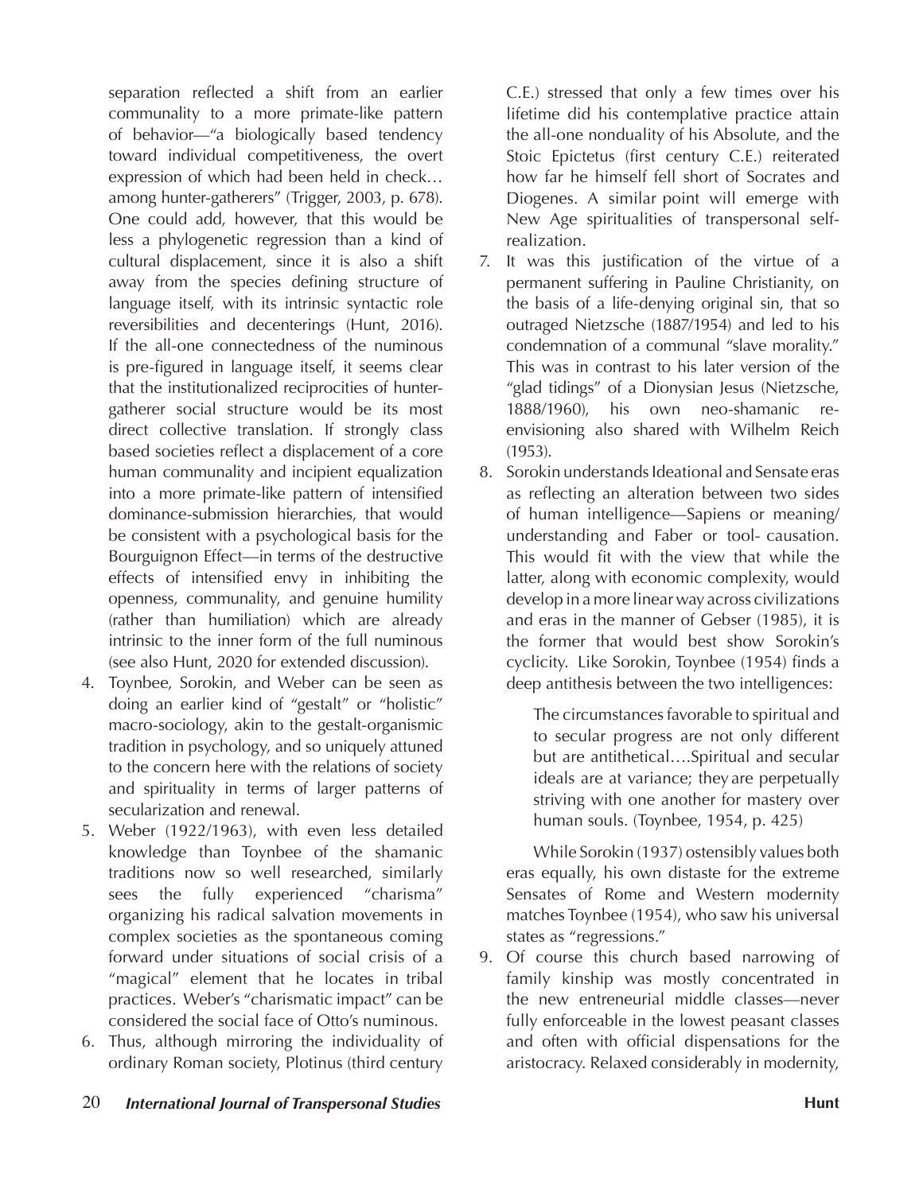separation reflected a shift from an earlier communality to a more primate-like pattern of behavior—"a biologically based tendency toward individual competitiveness, the overt expression of which had been held in check… among hunter-gatherers" (Trigger, 2003, p. 678). One could add, however, that this would be less a phylogenetic regression than a kind of cultural displacement, since it is also a shift away from the species defining structure of language itself, with its intrinsic syntactic role reversibilities and decenterings (Hunt, 2016). If the all-one connectedness of the numinous is pre-figured in language itself, it seems clear that the institutionalized reciprocities of hunter-gatherer social structure would be its most direct collective translation. If strongly class based societies reflect a displacement of a core human communality and incipient equalization into a more primate-like pattern of intensified dominance-submission hierarchies, that would be consistent with a psychological basis for the Bourguignon Effect—in terms of the destructive effects of intensified envy in inhibiting the openness, communality, and genuine humility (rather than humiliation) which are already intrinsic to the inner form of the full numinous (see also Hunt, 2020 for extended discussion).

4. Toynbee, Sorokin, and Weber can be seen as doing an earlier kind of "gestalt" or "holistic" macro-sociology, akin to the gestalt-organismic tradition in psychology, and so uniquely attuned to the concern here with the relations of society and spirituality in terms of larger patterns of secularization and renewal.
5. Weber (1922/1963), with even less detailed knowledge than Toynbee of the shamanic traditions now so well researched, similarly sees the fully experienced "charisma" organizing his radical salvation movements in complex societies as the spontaneous coming forward under situations of social crisis of a "magical" element that he locates in tribal practices. Weber's "charismatic impact" can be considered the social face of Otto's numinous.
6. Thus, although mirroring the individuality of ordinary Roman society, Plotinus (third century C.E.) stressed that only a few times over his lifetime did his contemplative practice attain the all-one nonduality of his Absolute, and the Stoic Epictetus (first century C.E.) reiterated how far he himself fell short of Socrates and Diogenes. A similar point will emerge with New Age spiritualities of transpersonal self-realization.
7. It was this justification of the virtue of a permanent suffering in Pauline Christianity, on the basis of a life-denying original sin, that so outraged Nietzsche (1887/1954) and led to his condemnation of a communal "slave morality." This was in contrast to his later version of the "glad tidings" of a Dionysian Jesus (Nietzsche, 1888/1960), his own neo-shamanic re-envisioning also shared with Wilhelm Reich (1953).
8. Sorokin understands Ideational and Sensate eras as reflecting an alteration between two sides of human intelligence—Sapiens or meaning/understanding and Faber or tool- causation. This would fit with the view that while the latter, along with economic complexity, would develop in a more linear way across civilizations and eras in the manner of Gebser (1985), it is the former that would best show Sorokin's cyclicity. Like Sorokin, Toynbee (1954) finds a deep antithesis between the two intelligences:

   > The circumstances favorable to spiritual and to secular progress are not only different but are antithetical….Spiritual and secular ideals are at variance; they are perpetually striving with one another for mastery over human souls. (Toynbee, 1954, p. 425)

   While Sorokin (1937) ostensibly values both eras equally, his own distaste for the extreme Sensates of Rome and Western modernity matches Toynbee (1954), who saw his universal states as "regressions."
9. Of course this church based narrowing of family kinship was mostly concentrated in the new entreneurial middle classes—never fully enforceable in the lowest peasant classes and often with official dispensations for the aristocracy. Relaxed considerably in modernity,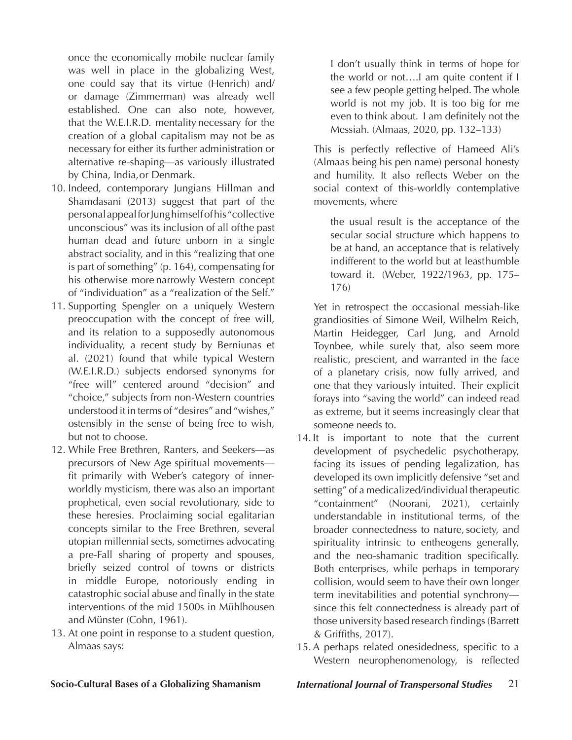once the economically mobile nuclear family was well in place in the globalizing West, one could say that its virtue (Henrich) and/or damage (Zimmerman) was already well established. One can also note, however, that the W.E.I.R.D. mentality necessary for the creation of a global capitalism may not be as necessary for either its further administration or alternative re-shaping—as variously illustrated by China, India, or Denmark.

10. Indeed, contemporary Jungians Hillman and Shamdasani (2013) suggest that part of the personal appeal for Jung himself of his "collective unconscious" was its inclusion of all of the past human dead and future unborn in a single abstract sociality, and in this "realizing that one is part of something" (p. 164), compensating for his otherwise more narrowly Western concept of "individuation" as a "realization of the Self."
11. Supporting Spengler on a uniquely Western preoccupation with the concept of free will, and its relation to a supposedly autonomous individuality, a recent study by Berniunas et al. (2021) found that while typical Western (W.E.I.R.D.) subjects endorsed synonyms for "free will" centered around "decision" and "choice," subjects from non-Western countries understood it in terms of "desires" and "wishes," ostensibly in the sense of being free to wish, but not to choose.
12. While Free Brethren, Ranters, and Seekers—as precursors of New Age spiritual movements—fit primarily with Weber's category of inner-worldly mysticism, there was also an important prophetical, even social revolutionary, side to these heresies. Proclaiming social egalitarian concepts similar to the Free Brethren, several utopian millennial sects, sometimes advocating a pre-Fall sharing of property and spouses, briefly seized control of towns or districts in middle Europe, notoriously ending in catastrophic social abuse and finally in the state interventions of the mid 1500s in Mühlhousen and Münster (Cohn, 1961).
13. At one point in response to a student question, Almaas says:

    > I don't usually think in terms of hope for the world or not….I am quite content if I see a few people getting helped. The whole world is not my job. It is too big for me even to think about. I am definitely not the Messiah. (Almaas, 2020, pp. 132–133)

    This is perfectly reflective of Hameed Ali's (Almaas being his pen name) personal honesty and humility. It also reflects Weber on the social context of this-worldly contemplative movements, where

    > the usual result is the acceptance of the secular social structure which happens to be at hand, an acceptance that is relatively indifferent to the world but at least humble toward it. (Weber, 1922/1963, pp. 175–176)

    Yet in retrospect the occasional messiah-like grandiosities of Simone Weil, Wilhelm Reich, Martin Heidegger, Carl Jung, and Arnold Toynbee, while surely that, also seem more realistic, prescient, and warranted in the face of a planetary crisis, now fully arrived, and one that they variously intuited. Their explicit forays into "saving the world" can indeed read as extreme, but it seems increasingly clear that someone needs to.
14. It is important to note that the current development of psychedelic psychotherapy, facing its issues of pending legalization, has developed its own implicitly defensive "set and setting" of a medicalized/individual therapeutic "containment" (Noorani, 2021), certainly understandable in institutional terms, of the broader connectedness to nature, society, and spirituality intrinsic to entheogens generally, and the neo-shamanic tradition specifically. Both enterprises, while perhaps in temporary collision, would seem to have their own longer term inevitabilities and potential synchrony—since this felt connectedness is already part of those university based research findings (Barrett & Griffiths, 2017).
15. A perhaps related onesidedness, specific to a Western neurophenomenology, is reflected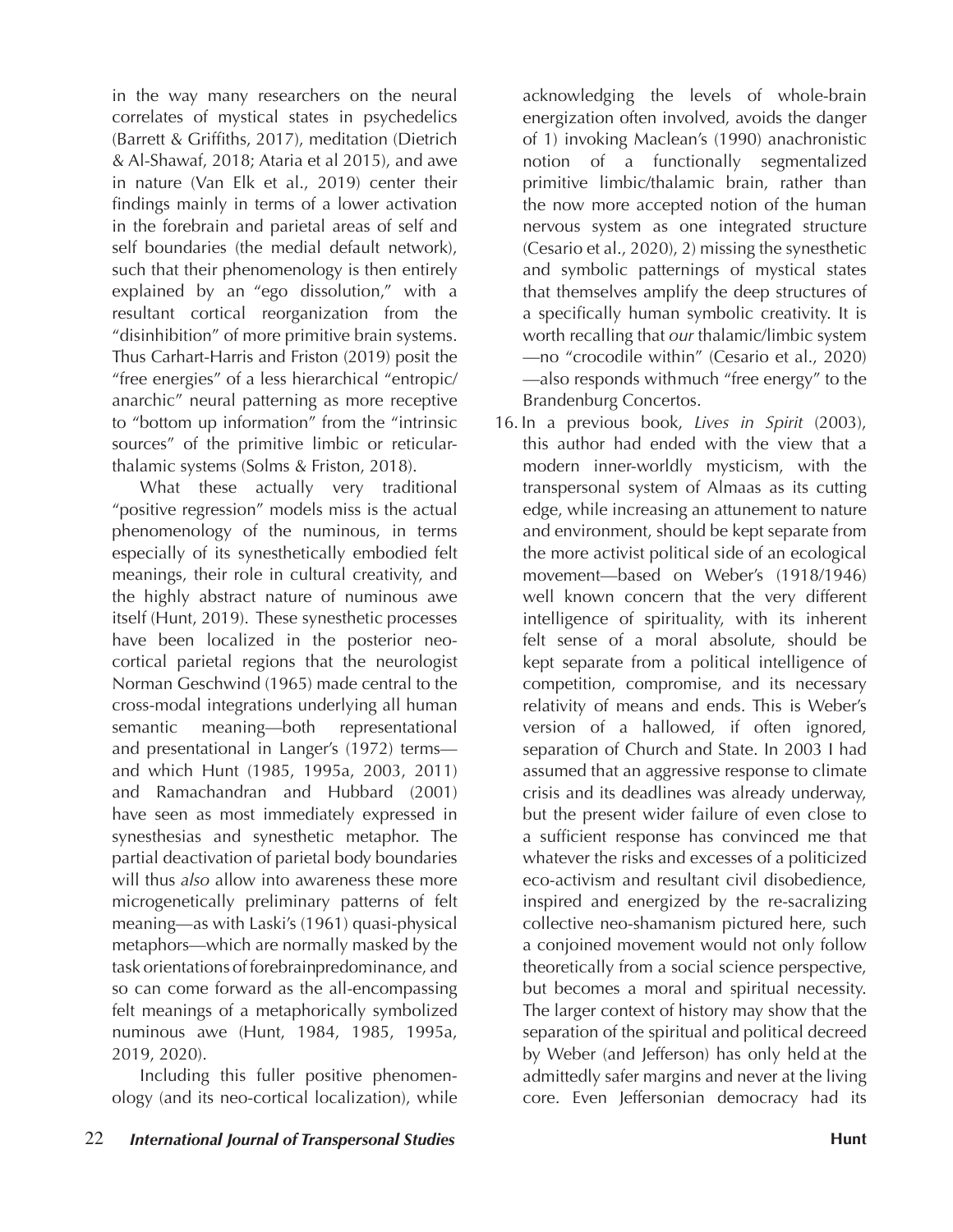in the way many researchers on the neural correlates of mystical states in psychedelics (Barrett & Griffiths, 2017), meditation (Dietrich & Al-Shawaf, 2018; Ataria et al 2015), and awe in nature (Van Elk et al., 2019) center their findings mainly in terms of a lower activation in the forebrain and parietal areas of self and self boundaries (the medial default network), such that their phenomenology is then entirely explained by an "ego dissolution," with a resultant cortical reorganization from the "disinhibition" of more primitive brain systems. Thus Carhart-Harris and Friston (2019) posit the "free energies" of a less hierarchical "entropic/anarchic" neural patterning as more receptive to "bottom up information" from the "intrinsic sources" of the primitive limbic or reticular-thalamic systems (Solms & Friston, 2018).

What these actually very traditional "positive regression" models miss is the actual phenomenology of the numinous, in terms especially of its synesthetically embodied felt meanings, their role in cultural creativity, and the highly abstract nature of numinous awe itself (Hunt, 2019). These synesthetic processes have been localized in the posterior neo-cortical parietal regions that the neurologist Norman Geschwind (1965) made central to the cross-modal integrations underlying all human semantic meaning—both representational and presentational in Langer's (1972) terms—and which Hunt (1985, 1995a, 2003, 2011) and Ramachandran and Hubbard (2001) have seen as most immediately expressed in synesthesias and synesthetic metaphor. The partial deactivation of parietal body boundaries will thus *also* allow into awareness these more microgenetically preliminary patterns of felt meaning—as with Laski's (1961) quasi-physical metaphors—which are normally masked by the task orientations of forebrain predominance, and so can come forward as the all-encompassing felt meanings of a metaphorically symbolized numinous awe (Hunt, 1984, 1985, 1995a, 2019, 2020).

Including this fuller positive phenomenology (and its neo-cortical localization), while acknowledging the levels of whole-brain energization often involved, avoids the danger of 1) invoking Maclean's (1990) anachronistic notion of a functionally segmentalized primitive limbic/thalamic brain, rather than the now more accepted notion of the human nervous system as one integrated structure (Cesario et al., 2020), 2) missing the synesthetic and symbolic patternings of mystical states that themselves amplify the deep structures of a specifically human symbolic creativity. It is worth recalling that *our* thalamic/limbic system—no "crocodile within" (Cesario et al., 2020)—also responds with much "free energy" to the Brandenburg Concertos.

16. In a previous book, *Lives in Spirit* (2003), this author had ended with the view that a modern inner-worldly mysticism, with the transpersonal system of Almaas as its cutting edge, while increasing an attunement to nature and environment, should be kept separate from the more activist political side of an ecological movement—based on Weber's (1918/1946) well known concern that the very different intelligence of spirituality, with its inherent felt sense of a moral absolute, should be kept separate from a political intelligence of competition, compromise, and its necessary relativity of means and ends. This is Weber's version of a hallowed, if often ignored, separation of Church and State. In 2003 I had assumed that an aggressive response to climate crisis and its deadlines was already underway, but the present wider failure of even close to a sufficient response has convinced me that whatever the risks and excesses of a politicized eco-activism and resultant civil disobedience, inspired and energized by the re-sacralizing collective neo-shamanism pictured here, such a conjoined movement would not only follow theoretically from a social science perspective, but becomes a moral and spiritual necessity. The larger context of history may show that the separation of the spiritual and political decreed by Weber (and Jefferson) has only held at the admittedly safer margins and never at the living core. Even Jeffersonian democracy had its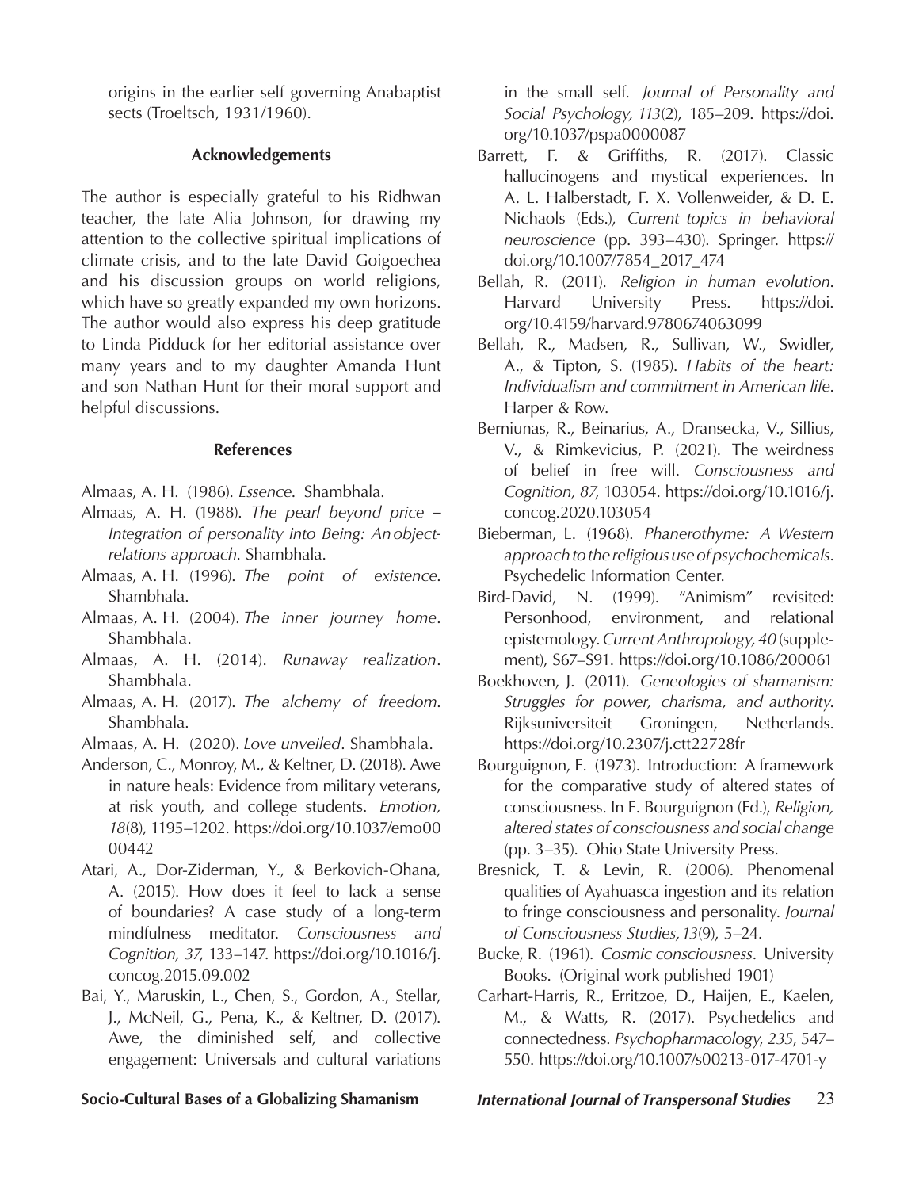origins in the earlier self governing Anabaptist sects (Troeltsch, 1931/1960).

## Acknowledgements

The author is especially grateful to his Ridhwan teacher, the late Alia Johnson, for drawing my attention to the collective spiritual implications of climate crisis, and to the late David Goigoechea and his discussion groups on world religions, which have so greatly expanded my own horizons. The author would also express his deep gratitude to Linda Pidduck for her editorial assistance over many years and to my daughter Amanda Hunt and son Nathan Hunt for their moral support and helpful discussions.

## References

Almaas, A. H. (1986). *Essence*. Shambhala.

Almaas, A. H. (1988). *The pearl beyond price – Integration of personality into Being: An object-relations approach*. Shambhala.

Almaas, A. H. (1996). *The point of existence*. Shambhala.

Almaas, A. H. (2004). *The inner journey home*. Shambhala.

Almaas, A. H. (2014). *Runaway realization*. Shambhala.

Almaas, A. H. (2017). *The alchemy of freedom*. Shambhala.

Almaas, A. H. (2020). *Love unveiled*. Shambhala.

Anderson, C., Monroy, M., & Keltner, D. (2018). Awe in nature heals: Evidence from military veterans, at risk youth, and college students. *Emotion, 18*(8), 1195–1202. https://doi.org/10.1037/emo0000442

Atari, A., Dor-Ziderman, Y., & Berkovich-Ohana, A. (2015). How does it feel to lack a sense of boundaries? A case study of a long-term mindfulness meditator. *Consciousness and Cognition, 37*, 133–147. https://doi.org/10.1016/j.concog.2015.09.002

Bai, Y., Maruskin, L., Chen, S., Gordon, A., Stellar, J., McNeil, G., Pena, K., & Keltner, D. (2017). Awe, the diminished self, and collective engagement: Universals and cultural variations in the small self. *Journal of Personality and Social Psychology, 113*(2), 185–209. https://doi.org/10.1037/pspa0000087

Barrett, F. & Griffiths, R. (2017). Classic hallucinogens and mystical experiences. In A. L. Halberstadt, F. X. Vollenweider, & D. E. Nichaols (Eds.), *Current topics in behavioral neuroscience* (pp. 393–430). Springer. https://doi.org/10.1007/7854_2017_474

Bellah, R. (2011). *Religion in human evolution*. Harvard University Press. https://doi.org/10.4159/harvard.9780674063099

Bellah, R., Madsen, R., Sullivan, W., Swidler, A., & Tipton, S. (1985). *Habits of the heart: Individualism and commitment in American life*. Harper & Row.

Berniunas, R., Beinarius, A., Dransecka, V., Sillius, V., & Rimkevicius, P. (2021). The weirdness of belief in free will. *Consciousness and Cognition, 87*, 103054. https://doi.org/10.1016/j.concog.2020.103054

Bieberman, L. (1968). *Phanerothyme: A Western approach to the religious use of psychochemicals*. Psychedelic Information Center.

Bird-David, N. (1999). "Animism" revisited: Personhood, environment, and relational epistemology. *Current Anthropology, 40* (supplement), S67–S91. https://doi.org/10.1086/200061

Boekhoven, J. (2011). *Geneologies of shamanism: Struggles for power, charisma, and authority*. Rijksuniversiteit Groningen, Netherlands. https://doi.org/10.2307/j.ctt22728fr

Bourguignon, E. (1973). Introduction: A framework for the comparative study of altered states of consciousness. In E. Bourguignon (Ed.), *Religion, altered states of consciousness and social change* (pp. 3–35). Ohio State University Press.

Bresnick, T. & Levin, R. (2006). Phenomenal qualities of Ayahuasca ingestion and its relation to fringe consciousness and personality. *Journal of Consciousness Studies, 13*(9), 5–24.

Bucke, R. (1961). *Cosmic consciousness*. University Books. (Original work published 1901)

Carhart-Harris, R., Erritzoe, D., Haijen, E., Kaelen, M., & Watts, R. (2017). Psychedelics and connectedness. *Psychopharmacology*, *235*, 547–550. https://doi.org/10.1007/s00213-017-4701-y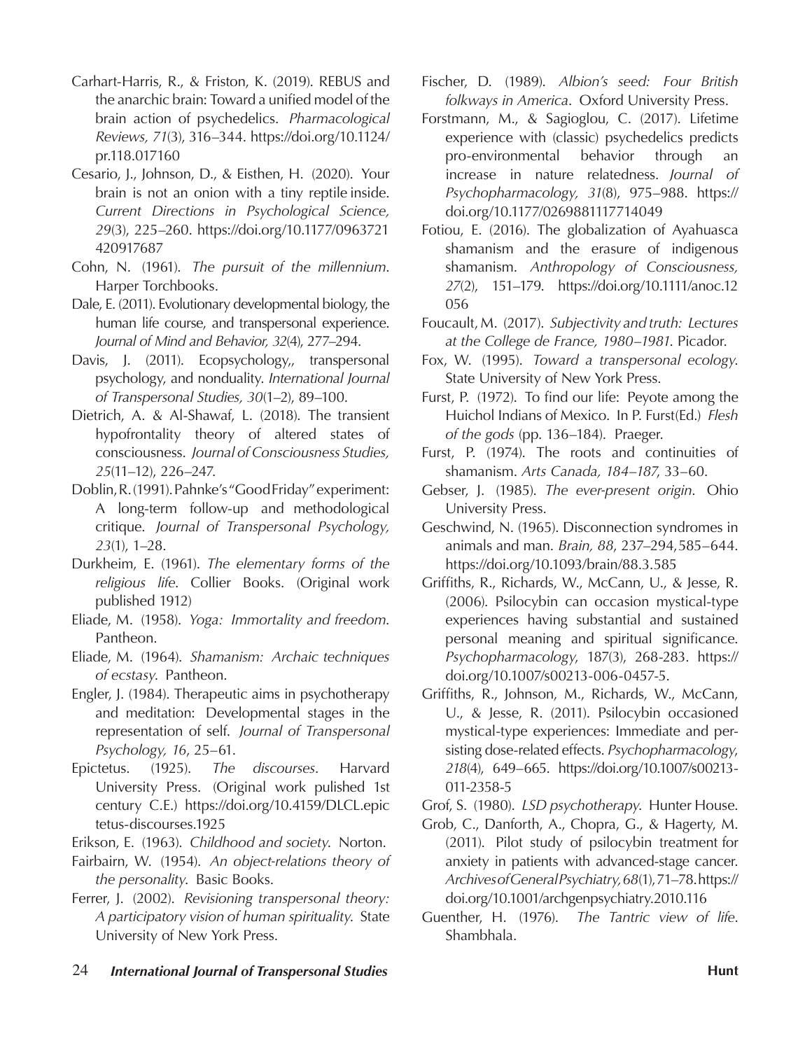Carhart-Harris, R., & Friston, K. (2019). REBUS and the anarchic brain: Toward a unified model of the brain action of psychedelics. *Pharmacological Reviews, 71*(3), 316–344. https://doi.org/10.1124/pr.118.017160

Cesario, J., Johnson, D., & Eisthen, H. (2020). Your brain is not an onion with a tiny reptile inside. *Current Directions in Psychological Science, 29*(3), 225–260. https://doi.org/10.1177/0963721420917687

Cohn, N. (1961). *The pursuit of the millennium*. Harper Torchbooks.

Dale, E. (2011). Evolutionary developmental biology, the human life course, and transpersonal experience. *Journal of Mind and Behavior, 32*(4), 277–294.

Davis, J. (2011). Ecopsychology,, transpersonal psychology, and nonduality. *International Journal of Transpersonal Studies, 30*(1–2), 89–100.

Dietrich, A. & Al-Shawaf, L. (2018). The transient hypofrontality theory of altered states of consciousness. *Journal of Consciousness Studies, 25*(11–12), 226–247.

Doblin, R. (1991). Pahnke's "Good Friday" experiment: A long-term follow-up and methodological critique. *Journal of Transpersonal Psychology, 23*(1), 1–28.

Durkheim, E. (1961). *The elementary forms of the religious life*. Collier Books. (Original work published 1912)

Eliade, M. (1958). *Yoga: Immortality and freedom*. Pantheon.

Eliade, M. (1964). *Shamanism: Archaic techniques of ecstasy*. Pantheon.

Engler, J. (1984). Therapeutic aims in psychotherapy and meditation: Developmental stages in the representation of self. *Journal of Transpersonal Psychology, 16*, 25–61.

Epictetus. (1925). *The discourses*. Harvard University Press. (Original work pulished 1st century C.E.) https://doi.org/10.4159/DLCL.epictetus-discourses.1925

Erikson, E. (1963). *Childhood and society*. Norton.

Fairbairn, W. (1954). *An object-relations theory of the personality*. Basic Books.

Ferrer, J. (2002). *Revisioning transpersonal theory: A participatory vision of human spirituality*. State University of New York Press.

Fischer, D. (1989). *Albion's seed: Four British folkways in America*. Oxford University Press.

Forstmann, M., & Sagioglou, C. (2017). Lifetime experience with (classic) psychedelics predicts pro-environmental behavior through an increase in nature relatedness. *Journal of Psychopharmacology, 31*(8), 975–988. https://doi.org/10.1177/0269881117714049

Fotiou, E. (2016). The globalization of Ayahuasca shamanism and the erasure of indigenous shamanism. *Anthropology of Consciousness, 27*(2), 151–179. https://doi.org/10.1111/anoc.12056

Foucault, M. (2017). *Subjectivity and truth: Lectures at the College de France, 1980–1981*. Picador.

Fox, W. (1995). *Toward a transpersonal ecology*. State University of New York Press.

Furst, P. (1972). To find our life: Peyote among the Huichol Indians of Mexico. In P. Furst(Ed.) *Flesh of the gods* (pp. 136–184). Praeger.

Furst, P. (1974). The roots and continuities of shamanism. *Arts Canada, 184–187*, 33–60.

Gebser, J. (1985). *The ever-present origin*. Ohio University Press.

Geschwind, N. (1965). Disconnection syndromes in animals and man. *Brain, 88*, 237–294, 585–644. https://doi.org/10.1093/brain/88.3.585

Griffiths, R., Richards, W., McCann, U., & Jesse, R. (2006). Psilocybin can occasion mystical-type experiences having substantial and sustained personal meaning and spiritual significance. *Psychopharmacology*, 187(3), 268-283. https://doi.org/10.1007/s00213-006-0457-5.

Griffiths, R., Johnson, M., Richards, W., McCann, U., & Jesse, R. (2011). Psilocybin occasioned mystical-type experiences: Immediate and persisting dose-related effects. *Psychopharmacology, 218*(4), 649–665. https://doi.org/10.1007/s00213-011-2358-5

Grof, S. (1980). *LSD psychotherapy*. Hunter House.

Grob, C., Danforth, A., Chopra, G., & Hagerty, M. (2011). Pilot study of psilocybin treatment for anxiety in patients with advanced-stage cancer. *Archives of General Psychiatry, 68*(1), 71–78. https://doi.org/10.1001/archgenpsychiatry.2010.116

Guenther, H. (1976). *The Tantric view of life*. Shambhala.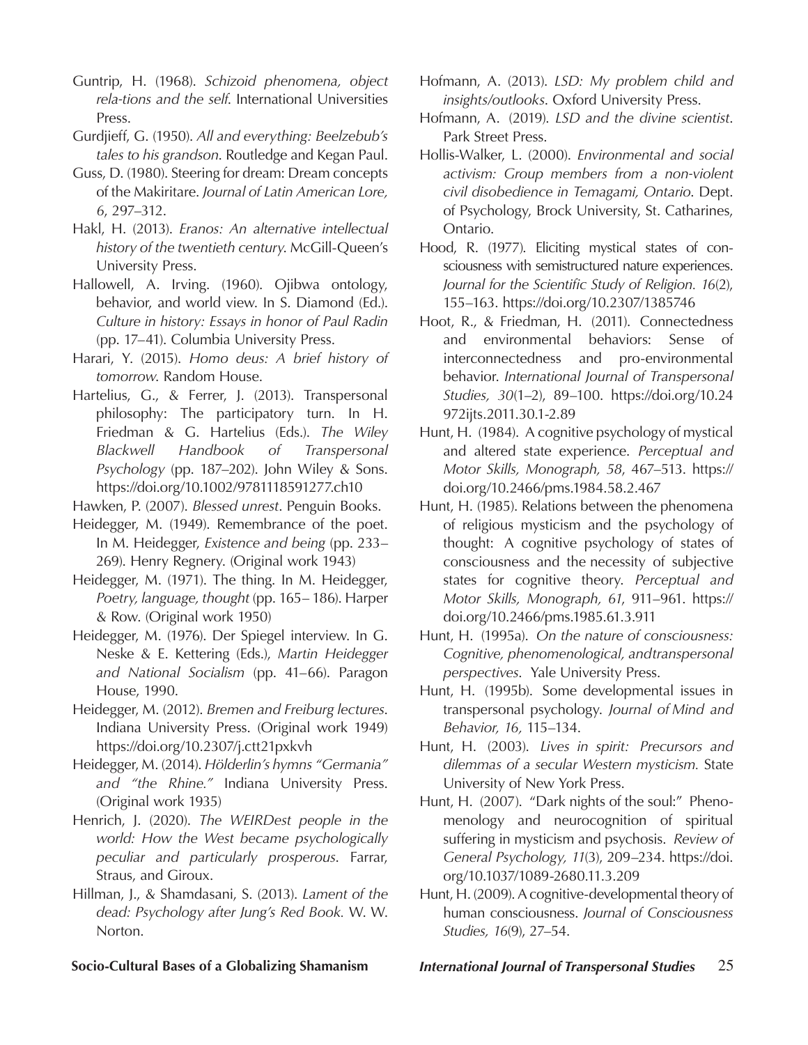Guntrip, H. (1968). *Schizoid phenomena, object rela-tions and the self*. International Universities Press.

Gurdjieff, G. (1950). *All and everything: Beelzebub's tales to his grandson*. Routledge and Kegan Paul.

Guss, D. (1980). Steering for dream: Dream concepts of the Makiritare. *Journal of Latin American Lore, 6*, 297–312.

Hakl, H. (2013). *Eranos: An alternative intellectual history of the twentieth century*. McGill-Queen's University Press.

Hallowell, A. Irving. (1960). Ojibwa ontology, behavior, and world view. In S. Diamond (Ed.). *Culture in history: Essays in honor of Paul Radin* (pp. 17–41). Columbia University Press.

Harari, Y. (2015). *Homo deus: A brief history of tomorrow*. Random House.

Hartelius, G., & Ferrer, J. (2013). Transpersonal philosophy: The participatory turn. In H. Friedman & G. Hartelius (Eds.). *The Wiley Blackwell Handbook of Transpersonal Psychology* (pp. 187–202). John Wiley & Sons. https://doi.org/10.1002/9781118591277.ch10

Hawken, P. (2007). *Blessed unrest*. Penguin Books.

Heidegger, M. (1949). Remembrance of the poet. In M. Heidegger, *Existence and being* (pp. 233–269). Henry Regnery. (Original work 1943)

Heidegger, M. (1971). The thing. In M. Heidegger, *Poetry, language, thought* (pp. 165– 186). Harper & Row. (Original work 1950)

Heidegger, M. (1976). Der Spiegel interview. In G. Neske & E. Kettering (Eds.), *Martin Heidegger and National Socialism* (pp. 41–66). Paragon House, 1990.

Heidegger, M. (2012). *Bremen and Freiburg lectures*. Indiana University Press. (Original work 1949) https://doi.org/10.2307/j.ctt21pxkvh

Heidegger, M. (2014). *Hölderlin's hymns "Germania" and "the Rhine."* Indiana University Press. (Original work 1935)

Henrich, J. (2020). *The WEIRDest people in the world: How the West became psychologically peculiar and particularly prosperous*. Farrar, Straus, and Giroux.

Hillman, J., & Shamdasani, S. (2013). *Lament of the dead: Psychology after Jung's Red Book*. W. W. Norton.

Hofmann, A. (2013). *LSD: My problem child and insights/outlooks*. Oxford University Press.

Hofmann, A. (2019). *LSD and the divine scientist*. Park Street Press.

Hollis-Walker, L. (2000). *Environmental and social activism: Group members from a non-violent civil disobedience in Temagami, Ontario*. Dept. of Psychology, Brock University, St. Catharines, Ontario.

Hood, R. (1977). Eliciting mystical states of consciousness with semistructured nature experiences. *Journal for the Scientific Study of Religion. 16*(2), 155–163. https://doi.org/10.2307/1385746

Hoot, R., & Friedman, H. (2011). Connectedness and environmental behaviors: Sense of interconnectedness and pro-environmental behavior. *International Journal of Transpersonal Studies, 30*(1–2), 89–100. https://doi.org/10.24972ijts.2011.30.1-2.89

Hunt, H. (1984). A cognitive psychology of mystical and altered state experience. *Perceptual and Motor Skills, Monograph, 58*, 467–513. https://doi.org/10.2466/pms.1984.58.2.467

Hunt, H. (1985). Relations between the phenomena of religious mysticism and the psychology of thought: A cognitive psychology of states of consciousness and the necessity of subjective states for cognitive theory. *Perceptual and Motor Skills, Monograph, 61*, 911–961. https://doi.org/10.2466/pms.1985.61.3.911

Hunt, H. (1995a). *On the nature of consciousness: Cognitive, phenomenological, andtranspersonal perspectives*. Yale University Press.

Hunt, H. (1995b). Some developmental issues in transpersonal psychology. *Journal of Mind and Behavior, 16,* 115–134.

Hunt, H. (2003). *Lives in spirit: Precursors and dilemmas of a secular Western mysticism.* State University of New York Press.

Hunt, H. (2007). "Dark nights of the soul:" Phenomenology and neurocognition of spiritual suffering in mysticism and psychosis. *Review of General Psychology, 11*(3), 209–234. https://doi.org/10.1037/1089-2680.11.3.209

Hunt, H. (2009). A cognitive-developmental theory of human consciousness. *Journal of Consciousness Studies, 16*(9), 27–54.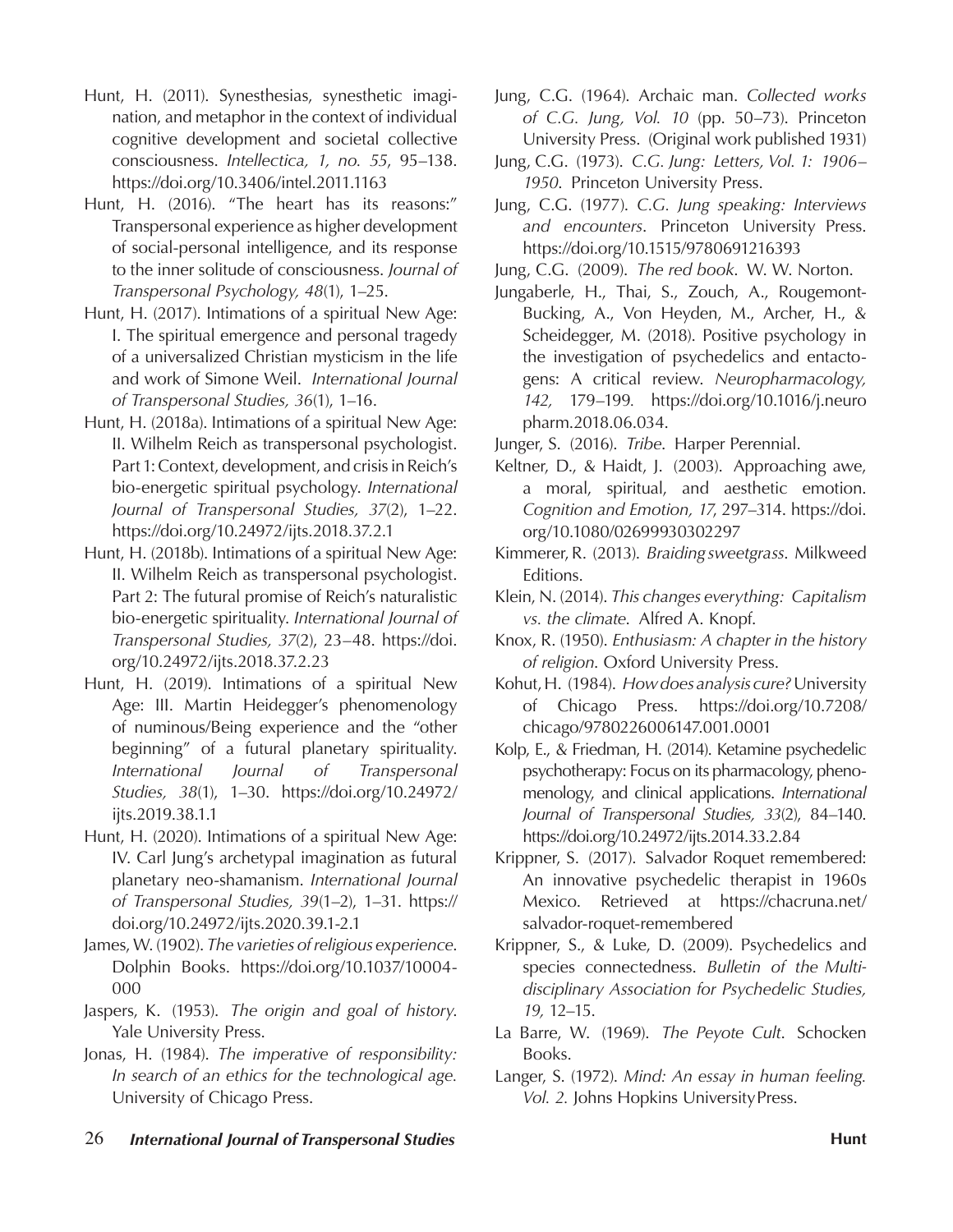Hunt, H. (2011). Synesthesias, synesthetic imagination, and metaphor in the context of individual cognitive development and societal collective consciousness. *Intellectica, 1, no. 55*, 95–138. https://doi.org/10.3406/intel.2011.1163

Hunt, H. (2016). "The heart has its reasons:" Transpersonal experience as higher development of social-personal intelligence, and its response to the inner solitude of consciousness. *Journal of Transpersonal Psychology, 48*(1), 1–25.

Hunt, H. (2017). Intimations of a spiritual New Age: I. The spiritual emergence and personal tragedy of a universalized Christian mysticism in the life and work of Simone Weil. *International Journal of Transpersonal Studies, 36*(1), 1–16.

Hunt, H. (2018a). Intimations of a spiritual New Age: II. Wilhelm Reich as transpersonal psychologist. Part 1: Context, development, and crisis in Reich's bio-energetic spiritual psychology. *International Journal of Transpersonal Studies, 37*(2), 1–22. https://doi.org/10.24972/ijts.2018.37.2.1

Hunt, H. (2018b). Intimations of a spiritual New Age: II. Wilhelm Reich as transpersonal psychologist. Part 2: The futural promise of Reich's naturalistic bio-energetic spirituality. *International Journal of Transpersonal Studies, 37*(2), 23–48. https://doi.org/10.24972/ijts.2018.37.2.23

Hunt, H. (2019). Intimations of a spiritual New Age: III. Martin Heidegger's phenomenology of numinous/Being experience and the "other beginning" of a futural planetary spirituality. *International Journal of Transpersonal Studies, 38*(1), 1–30. https://doi.org/10.24972/ijts.2019.38.1.1

Hunt, H. (2020). Intimations of a spiritual New Age: IV. Carl Jung's archetypal imagination as futural planetary neo-shamanism. *International Journal of Transpersonal Studies, 39*(1–2), 1–31. https://doi.org/10.24972/ijts.2020.39.1-2.1

James, W. (1902). *The varieties of religious experience*. Dolphin Books. https://doi.org/10.1037/10004-000

Jaspers, K. (1953). *The origin and goal of history*. Yale University Press.

Jonas, H. (1984). *The imperative of responsibility: In search of an ethics for the technological age*. University of Chicago Press.

Jung, C.G. (1964). Archaic man. *Collected works of C.G. Jung, Vol. 10* (pp. 50–73). Princeton University Press. (Original work published 1931)

Jung, C.G. (1973). *C.G. Jung: Letters, Vol. 1: 1906–1950*. Princeton University Press.

Jung, C.G. (1977). *C.G. Jung speaking: Interviews and encounters*. Princeton University Press. https://doi.org/10.1515/9780691216393

Jung, C.G. (2009). *The red book*. W. W. Norton.

Jungaberle, H., Thai, S., Zouch, A., Rougemont-Bucking, A., Von Heyden, M., Archer, H., & Scheidegger, M. (2018). Positive psychology in the investigation of psychedelics and entactogens: A critical review. *Neuropharmacology, 142,* 179–199. https://doi.org/10.1016/j.neuropharm.2018.06.034.

Junger, S. (2016). *Tribe*. Harper Perennial.

Keltner, D., & Haidt, J. (2003). Approaching awe, a moral, spiritual, and aesthetic emotion. *Cognition and Emotion, 17*, 297–314. https://doi.org/10.1080/02699930302297

Kimmerer, R. (2013). *Braiding sweetgrass*. Milkweed Editions.

Klein, N. (2014). *This changes everything: Capitalism vs. the climate*. Alfred A. Knopf.

Knox, R. (1950). *Enthusiasm: A chapter in the history of religion*. Oxford University Press.

Kohut, H. (1984). *How does analysis cure?* University of Chicago Press. https://doi.org/10.7208/chicago/9780226006147.001.0001

Kolp, E., & Friedman, H. (2014). Ketamine psychedelic psychotherapy: Focus on its pharmacology, phenomenology, and clinical applications. *International Journal of Transpersonal Studies, 33*(2), 84–140. https://doi.org/10.24972/ijts.2014.33.2.84

Krippner, S. (2017). Salvador Roquet remembered: An innovative psychedelic therapist in 1960s Mexico. Retrieved at https://chacruna.net/salvador-roquet-remembered

Krippner, S., & Luke, D. (2009). Psychedelics and species connectedness. *Bulletin of the Multidisciplinary Association for Psychedelic Studies, 19,* 12–15.

La Barre, W. (1969). *The Peyote Cult*. Schocken Books.

Langer, S. (1972). *Mind: An essay in human feeling. Vol. 2.* Johns Hopkins University Press.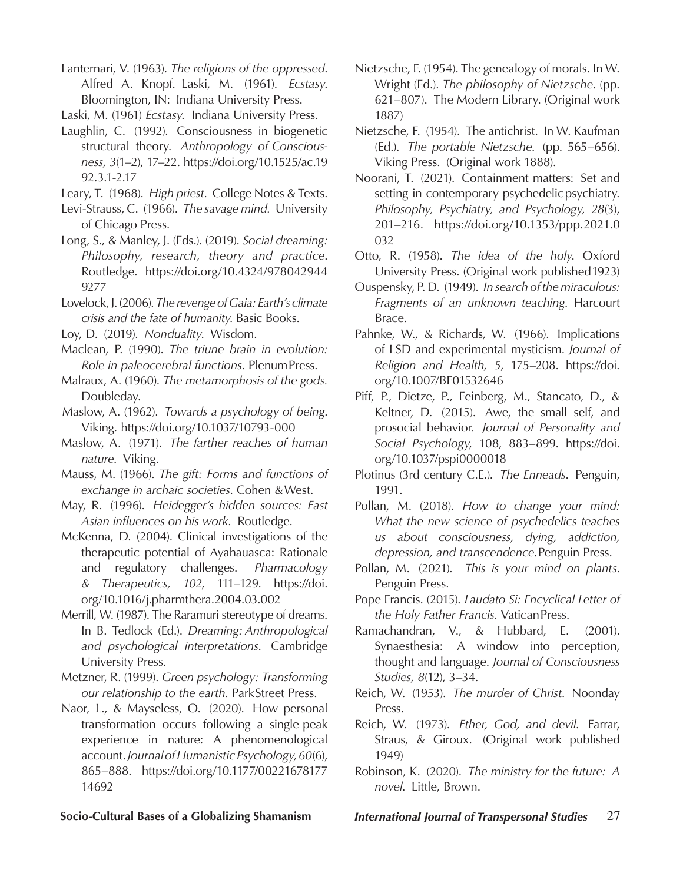Lanternari, V. (1963). *The religions of the oppressed*. Alfred A. Knopf. Laski, M. (1961). *Ecstasy*. Bloomington, IN: Indiana University Press.

Laski, M. (1961) *Ecstasy*. Indiana University Press.

Laughlin, C. (1992). Consciousness in biogenetic structural theory. *Anthropology of Consciousness, 3*(1–2), 17–22. https://doi.org/10.1525/ac.1992.3.1-2.17

Leary, T. (1968). *High priest*. College Notes & Texts.

Levi-Strauss, C. (1966). *The savage mind.* University of Chicago Press.

Long, S., & Manley, J. (Eds.). (2019). *Social dreaming: Philosophy, research, theory and practice*. Routledge. https://doi.org/10.4324/9780429449277

Lovelock, J. (2006). *The revenge of Gaia: Earth's climate crisis and the fate of humanity*. Basic Books.

Loy, D. (2019). *Nonduality*. Wisdom.

Maclean, P. (1990). *The triune brain in evolution: Role in paleocerebral functions*. Plenum Press.

Malraux, A. (1960). *The metamorphosis of the gods.* Doubleday.

Maslow, A. (1962). *Towards a psychology of being.* Viking. https://doi.org/10.1037/10793-000

Maslow, A. (1971). *The farther reaches of human nature*. Viking.

Mauss, M. (1966). *The gift: Forms and functions of exchange in archaic societies*. Cohen & West.

May, R. (1996). *Heidegger's hidden sources: East Asian influences on his work*. Routledge.

McKenna, D. (2004). Clinical investigations of the therapeutic potential of Ayahauasca: Rationale and regulatory challenges. *Pharmacology & Therapeutics, 102*, 111–129. https://doi.org/10.1016/j.pharmthera.2004.03.002

Merrill, W. (1987). The Raramuri stereotype of dreams. In B. Tedlock (Ed.). *Dreaming: Anthropological and psychological interpretations*. Cambridge University Press.

Metzner, R. (1999). *Green psychology: Transforming our relationship to the earth*. Park Street Press.

Naor, L., & Mayseless, O. (2020). How personal transformation occurs following a single peak experience in nature: A phenomenological account. *Journal of Humanistic Psychology, 60*(6), 865–888. https://doi.org/10.1177/0022167817714692

Nietzsche, F. (1954). The genealogy of morals. In W. Wright (Ed.). *The philosophy of Nietzsche*. (pp. 621–807). The Modern Library. (Original work 1887)

Nietzsche, F. (1954). The antichrist. In W. Kaufman (Ed.). *The portable Nietzsche*. (pp. 565–656). Viking Press. (Original work 1888).

Noorani, T. (2021). Containment matters: Set and setting in contemporary psychedelic psychiatry. *Philosophy, Psychiatry, and Psychology, 28*(3), 201–216. https://doi.org/10.1353/ppp.2021.0032

Otto, R. (1958). *The idea of the holy*. Oxford University Press. (Original work published 1923)

Ouspensky, P. D. (1949). *In search of the miraculous: Fragments of an unknown teaching*. Harcourt Brace.

Pahnke, W., & Richards, W. (1966). Implications of LSD and experimental mysticism. *Journal of Religion and Health, 5*, 175–208. https://doi.org/10.1007/BF01532646

Piff, P., Dietze, P., Feinberg, M., Stancato, D., & Keltner, D. (2015). Awe, the small self, and prosocial behavior. *Journal of Personality and Social Psychology*, 108, 883–899. https://doi.org/10.1037/pspi0000018

Plotinus (3rd century C.E.). *The Enneads*. Penguin, 1991.

Pollan, M. (2018). *How to change your mind: What the new science of psychedelics teaches us about consciousness, dying, addiction, depression, and transcendence.* Penguin Press.

Pollan, M. (2021). *This is your mind on plants*. Penguin Press.

Pope Francis. (2015). *Laudato Si: Encyclical Letter of the Holy Father Francis*. Vatican Press.

Ramachandran, V., & Hubbard, E. (2001). Synaesthesia: A window into perception, thought and language. *Journal of Consciousness Studies, 8*(12), 3–34.

Reich, W. (1953). *The murder of Christ*. Noonday Press.

Reich, W. (1973). *Ether, God, and devil*. Farrar, Straus, & Giroux. (Original work published 1949)

Robinson, K. (2020). *The ministry for the future: A novel*. Little, Brown.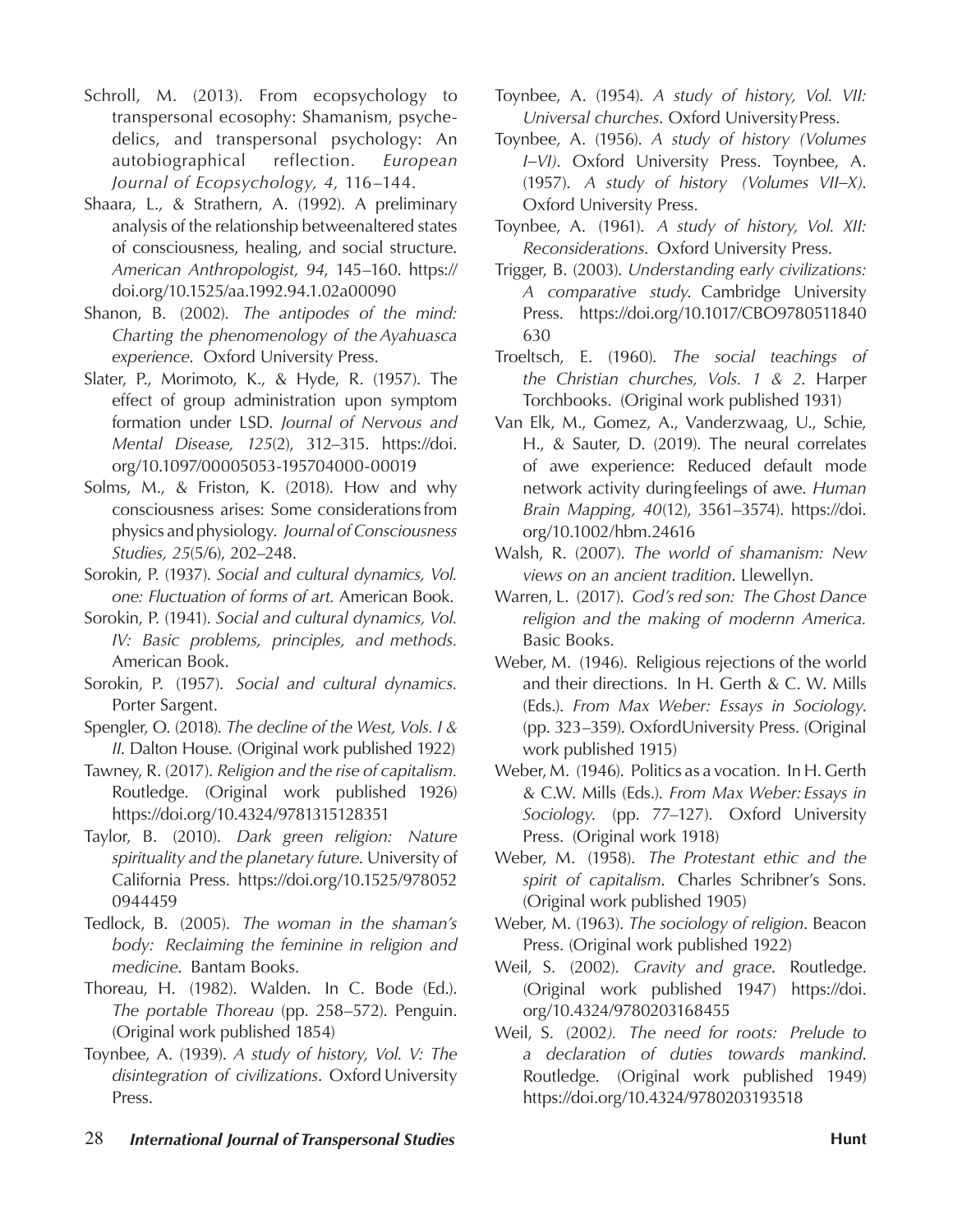Schroll, M. (2013). From ecopsychology to transpersonal ecosophy: Shamanism, psychedelics, and transpersonal psychology: An autobiographical reflection. *European Journal of Ecopsychology, 4,* 116–144.

Shaara, L., & Strathern, A. (1992). A preliminary analysis of the relationship betweenaltered states of consciousness, healing, and social structure. *American Anthropologist, 94*, 145–160. https://doi.org/10.1525/aa.1992.94.1.02a00090

Shanon, B. (2002). *The antipodes of the mind: Charting the phenomenology of the Ayahuasca experience*. Oxford University Press.

Slater, P., Morimoto, K., & Hyde, R. (1957). The effect of group administration upon symptom formation under LSD. *Journal of Nervous and Mental Disease, 125*(2), 312–315. https://doi.org/10.1097/00005053-195704000-00019

Solms, M., & Friston, K. (2018). How and why consciousness arises: Some considerations from physics and physiology. *Journal of Consciousness Studies, 25*(5/6), 202–248.

Sorokin, P. (1937). *Social and cultural dynamics, Vol. one: Fluctuation of forms of art.* American Book.

Sorokin, P. (1941). *Social and cultural dynamics, Vol. IV: Basic problems, principles, and methods.* American Book.

Sorokin, P. (1957). *Social and cultural dynamics.* Porter Sargent.

Spengler, O. (2018). *The decline of the West, Vols. I & II*. Dalton House. (Original work published 1922)

Tawney, R. (2017). *Religion and the rise of capitalism.* Routledge. (Original work published 1926) https://doi.org/10.4324/9781315128351

Taylor, B. (2010). *Dark green religion: Nature spirituality and the planetary future*. University of California Press. https://doi.org/10.1525/9780520944459

Tedlock, B. (2005). *The woman in the shaman's body: Reclaiming the feminine in religion and medicine*. Bantam Books.

Thoreau, H. (1982). Walden. In C. Bode (Ed.). *The portable Thoreau* (pp. 258–572). Penguin. (Original work published 1854)

Toynbee, A. (1939). *A study of history, Vol. V: The disintegration of civilizations*. Oxford University Press.

Toynbee, A. (1954). *A study of history, Vol. VII: Universal churches*. Oxford University Press.

Toynbee, A. (1956). *A study of history (Volumes I–VI)*. Oxford University Press. Toynbee, A. (1957). *A study of history (Volumes VII–X)*. Oxford University Press.

Toynbee, A. (1961). *A study of history, Vol. XII: Reconsiderations*. Oxford University Press.

Trigger, B. (2003). *Understanding early civilizations: A comparative study*. Cambridge University Press. https://doi.org/10.1017/CBO9780511840630

Troeltsch, E. (1960). *The social teachings of the Christian churches, Vols. 1 & 2*. Harper Torchbooks. (Original work published 1931)

Van Elk, M., Gomez, A., Vanderzwaag, U., Schie, H., & Sauter, D. (2019). The neural correlates of awe experience: Reduced default mode network activity during feelings of awe. *Human Brain Mapping, 40*(12), 3561–3574). https://doi.org/10.1002/hbm.24616

Walsh, R. (2007). *The world of shamanism: New views on an ancient tradition*. Llewellyn.

Warren, L. (2017). *God's red son: The Ghost Dance religion and the making of modernn America.* Basic Books.

Weber, M. (1946). Religious rejections of the world and their directions. In H. Gerth & C. W. Mills (Eds.). *From Max Weber: Essays in Sociology*. (pp. 323–359). OxfordUniversity Press. (Original work published 1915)

Weber, M. (1946). Politics as a vocation. In H. Gerth & C.W. Mills (Eds.). *From Max Weber: Essays in Sociology*. (pp. 77–127). Oxford University Press. (Original work 1918)

Weber, M. (1958). *The Protestant ethic and the spirit of capitalism*. Charles Schribner's Sons. (Original work published 1905)

Weber, M. (1963). *The sociology of religion*. Beacon Press. (Original work published 1922)

Weil, S. (2002). *Gravity and grace*. Routledge. (Original work published 1947) https://doi.org/10.4324/9780203168455

Weil, S. (2002). *The need for roots: Prelude to a declaration of duties towards mankind*. Routledge. (Original work published 1949) https://doi.org/10.4324/9780203193518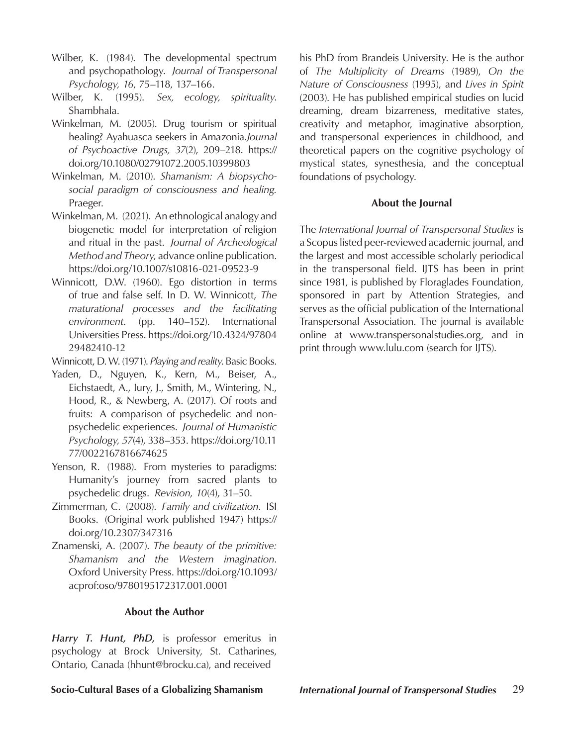Wilber, K. (1984). The developmental spectrum and psychopathology. *Journal of Transpersonal Psychology, 16*, 75–118, 137–166.

Wilber, K. (1995). *Sex, ecology, spirituality*. Shambhala.

Winkelman, M. (2005). Drug tourism or spiritual healing? Ayahuasca seekers in Amazonia.*Journal of Psychoactive Drugs, 37*(2), 209–218. https://doi.org/10.1080/02791072.2005.10399803

Winkelman, M. (2010). *Shamanism: A biopsychosocial paradigm of consciousness and healing.* Praeger.

Winkelman, M. (2021). An ethnological analogy and biogenetic model for interpretation of religion and ritual in the past. *Journal of Archeological Method and Theory*, advance online publication. https://doi.org/10.1007/s10816-021-09523-9

Winnicott, D.W. (1960). Ego distortion in terms of true and false self. In D. W. Winnicott, *The maturational processes and the facilitating environment*. (pp. 140–152). International Universities Press. https://doi.org/10.4324/9780429482410-12

Winnicott, D. W. (1971). *Playing and reality*. Basic Books.

Yaden, D., Nguyen, K., Kern, M., Beiser, A., Eichstaedt, A., Iury, J., Smith, M., Wintering, N., Hood, R., & Newberg, A. (2017). Of roots and fruits: A comparison of psychedelic and non-psychedelic experiences. *Journal of Humanistic Psychology, 57*(4), 338–353. https://doi.org/10.1177/0022167816674625

Yenson, R. (1988). From mysteries to paradigms: Humanity's journey from sacred plants to psychedelic drugs. *Revision, 10*(4), 31–50.

Zimmerman, C. (2008). *Family and civilization*. ISI Books. (Original work published 1947) https://doi.org/10.2307/347316

Znamenski, A. (2007). *The beauty of the primitive: Shamanism and the Western imagination*. Oxford University Press. https://doi.org/10.1093/acprof:oso/9780195172317.001.0001

## About the Author

***Harry T. Hunt, PhD,*** is professor emeritus in psychology at Brock University, St. Catharines, Ontario, Canada (hhunt@brocku.ca), and received his PhD from Brandeis University. He is the author of *The Multiplicity of Dreams* (1989), *On the Nature of Consciousness* (1995), and *Lives in Spirit* (2003). He has published empirical studies on lucid dreaming, dream bizarreness, meditative states, creativity and metaphor, imaginative absorption, and transpersonal experiences in childhood, and theoretical papers on the cognitive psychology of mystical states, synesthesia, and the conceptual foundations of psychology.

## About the Journal

The *International Journal of Transpersonal Studies* is a Scopus listed peer-reviewed academic journal, and the largest and most accessible scholarly periodical in the transpersonal field. IJTS has been in print since 1981, is published by Floraglades Foundation, sponsored in part by Attention Strategies, and serves as the official publication of the International Transpersonal Association. The journal is available online at www.transpersonalstudies.org, and in print through www.lulu.com (search for IJTS).